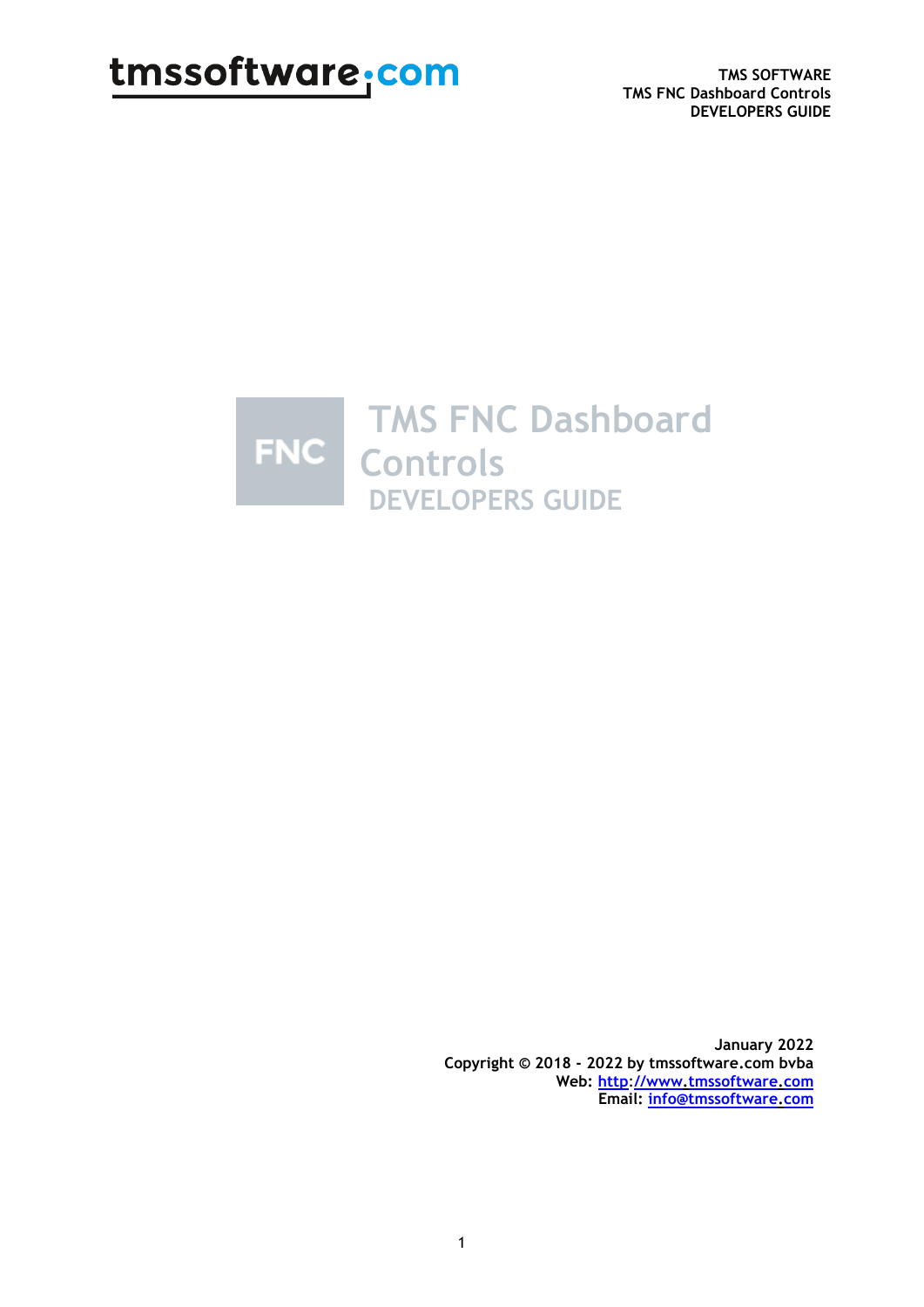# TMS FNC Dashboard Controls

## DEVELOPERS GUIDE

January 2022
Copyright © 2018 - 2022 by tmssoftware.com bvba
Web: http://www.tmssoftware.com
Email: info@tmssoftware.com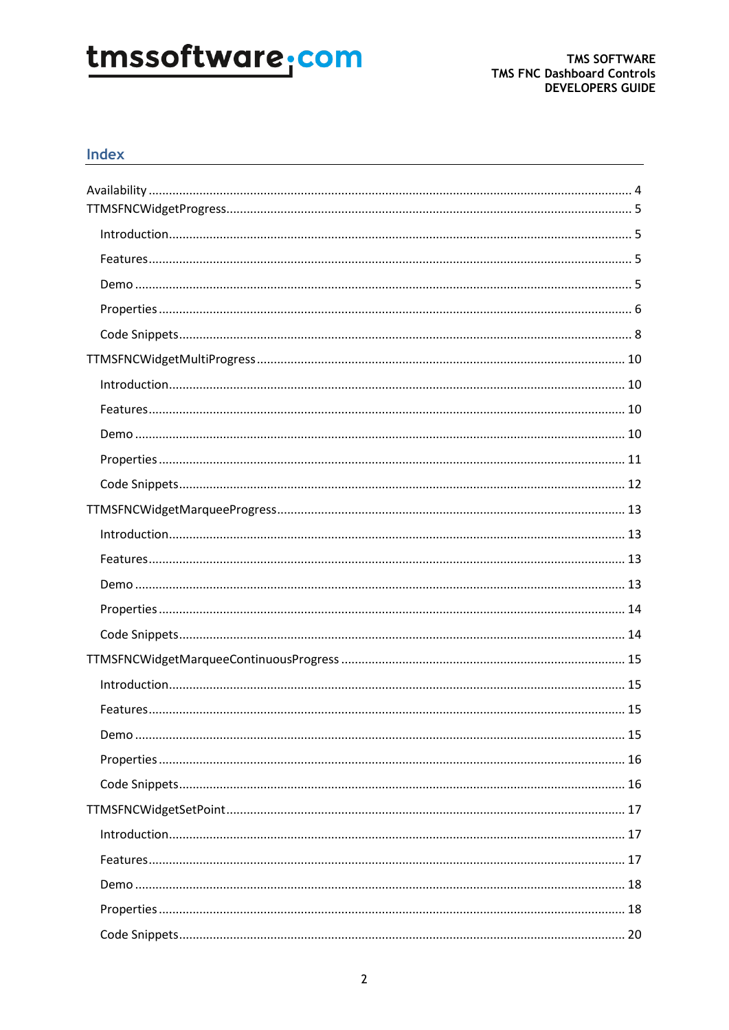## Index

- Availability ........ 4
- TTMSFNCWidgetProgress ........ 5
  - Introduction ........ 5
  - Features ........ 5
  - Demo ........ 5
  - Properties ........ 6
  - Code Snippets ........ 8
- TTMSFNCWidgetMultiProgress ........ 10
  - Introduction ........ 10
  - Features ........ 10
  - Demo ........ 10
  - Properties ........ 11
  - Code Snippets ........ 12
- TTMSFNCWidgetMarqueeProgress ........ 13
  - Introduction ........ 13
  - Features ........ 13
  - Demo ........ 13
  - Properties ........ 14
  - Code Snippets ........ 14
- TTMSFNCWidgetMarqueeContinuousProgress ........ 15
  - Introduction ........ 15
  - Features ........ 15
  - Demo ........ 15
  - Properties ........ 16
  - Code Snippets ........ 16
- TTMSFNCWidgetSetPoint ........ 17
  - Introduction ........ 17
  - Features ........ 17
  - Demo ........ 18
  - Properties ........ 18
  - Code Snippets ........ 20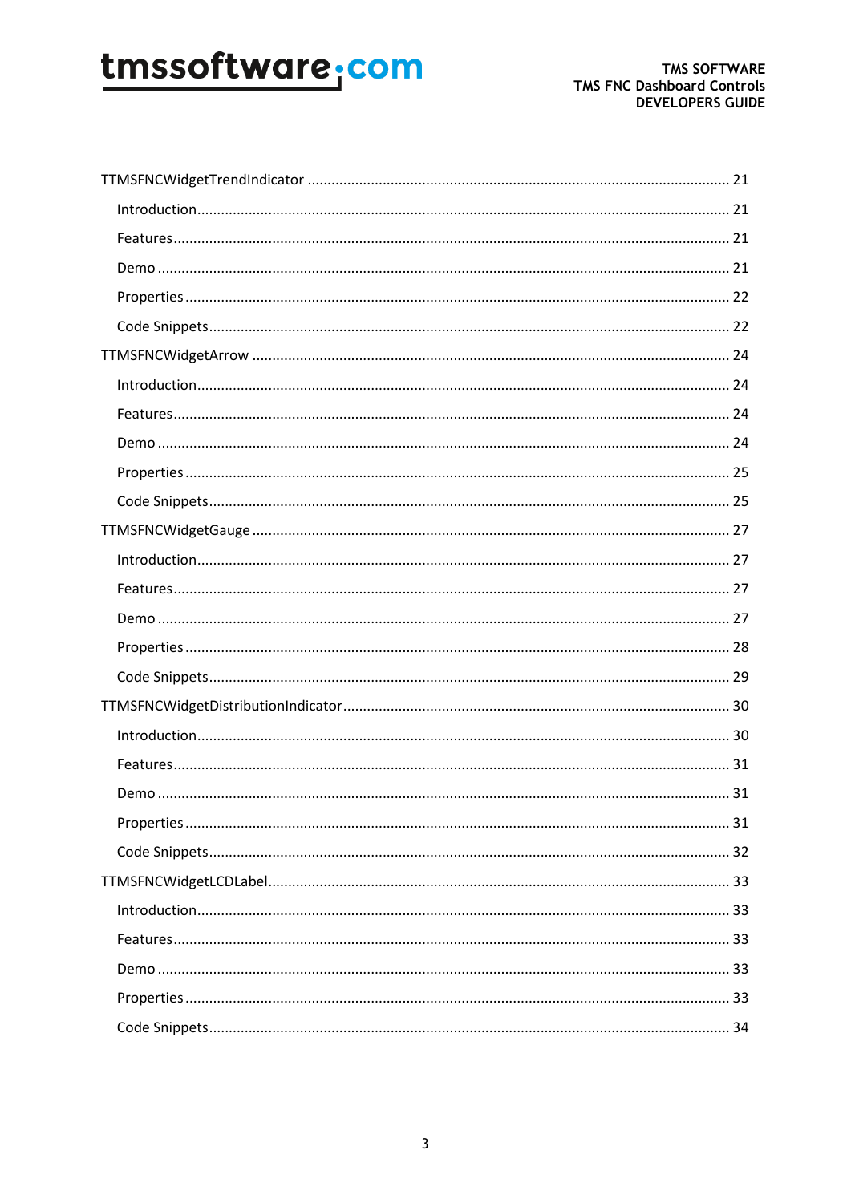TTMSFNCWidgetTrendIndicator ........................................................................................................ 21

- Introduction..................................................................................................................................... 21
- Features.......................................................................................................................................... 21
- Demo .............................................................................................................................................. 21
- Properties ....................................................................................................................................... 22
- Code Snippets................................................................................................................................. 22

TTMSFNCWidgetArrow ...................................................................................................................... 24

- Introduction..................................................................................................................................... 24
- Features.......................................................................................................................................... 24
- Demo .............................................................................................................................................. 24
- Properties ....................................................................................................................................... 25
- Code Snippets................................................................................................................................. 25

TTMSFNCWidgetGauge ...................................................................................................................... 27

- Introduction..................................................................................................................................... 27
- Features.......................................................................................................................................... 27
- Demo .............................................................................................................................................. 27
- Properties ....................................................................................................................................... 28
- Code Snippets................................................................................................................................. 29

TTMSFNCWidgetDistributionIndicator................................................................................................ 30

- Introduction..................................................................................................................................... 30
- Features.......................................................................................................................................... 31
- Demo .............................................................................................................................................. 31
- Properties ....................................................................................................................................... 31
- Code Snippets................................................................................................................................. 32

TTMSFNCWidgetLCDLabel.................................................................................................................. 33

- Introduction..................................................................................................................................... 33
- Features.......................................................................................................................................... 33
- Demo .............................................................................................................................................. 33
- Properties ....................................................................................................................................... 33
- Code Snippets................................................................................................................................. 34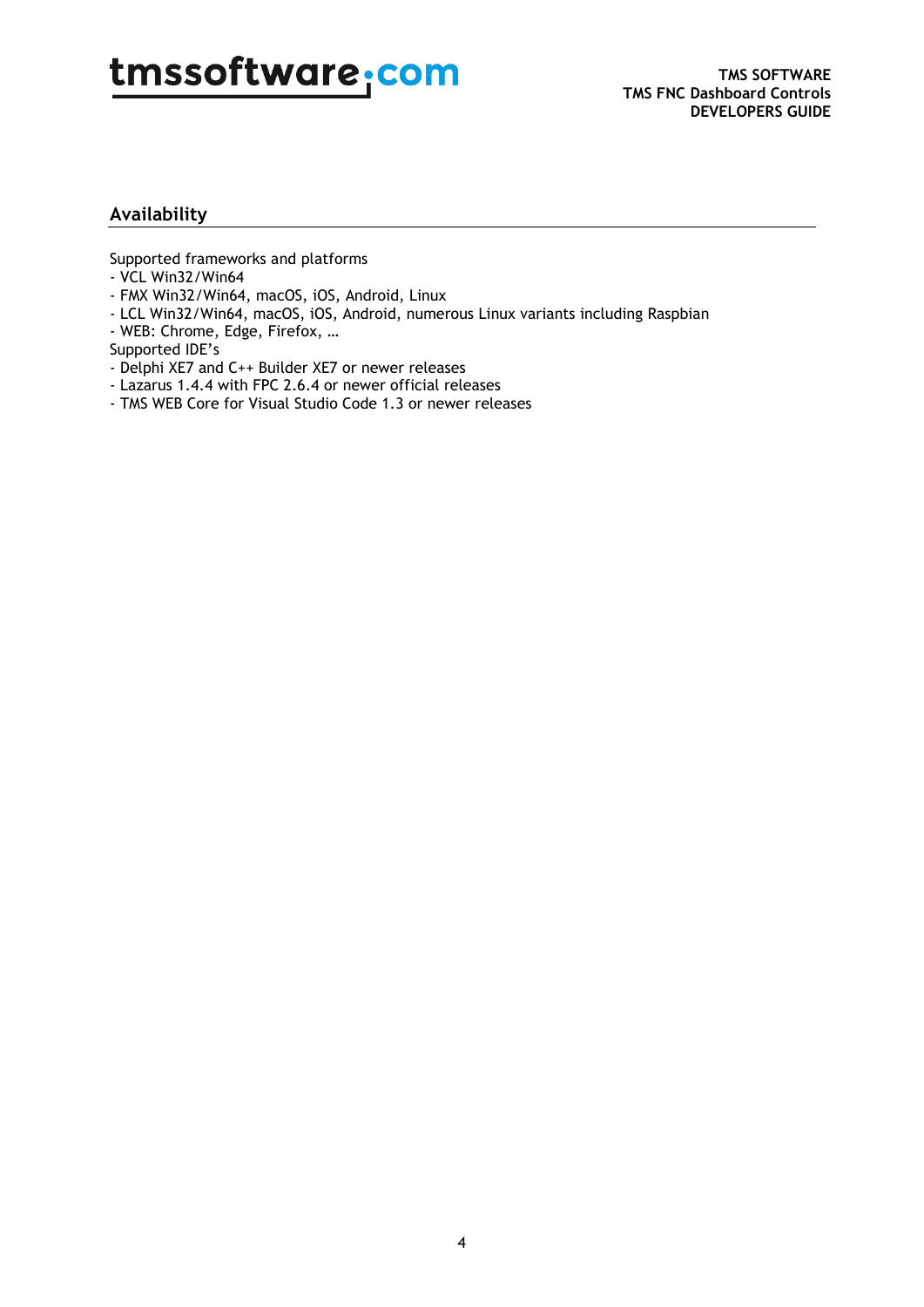## Availability

Supported frameworks and platforms

- VCL Win32/Win64
- FMX Win32/Win64, macOS, iOS, Android, Linux
- LCL Win32/Win64, macOS, iOS, Android, numerous Linux variants including Raspbian
- WEB: Chrome, Edge, Firefox, …

Supported IDE's

- Delphi XE7 and C++ Builder XE7 or newer releases
- Lazarus 1.4.4 with FPC 2.6.4 or newer official releases
- TMS WEB Core for Visual Studio Code 1.3 or newer releases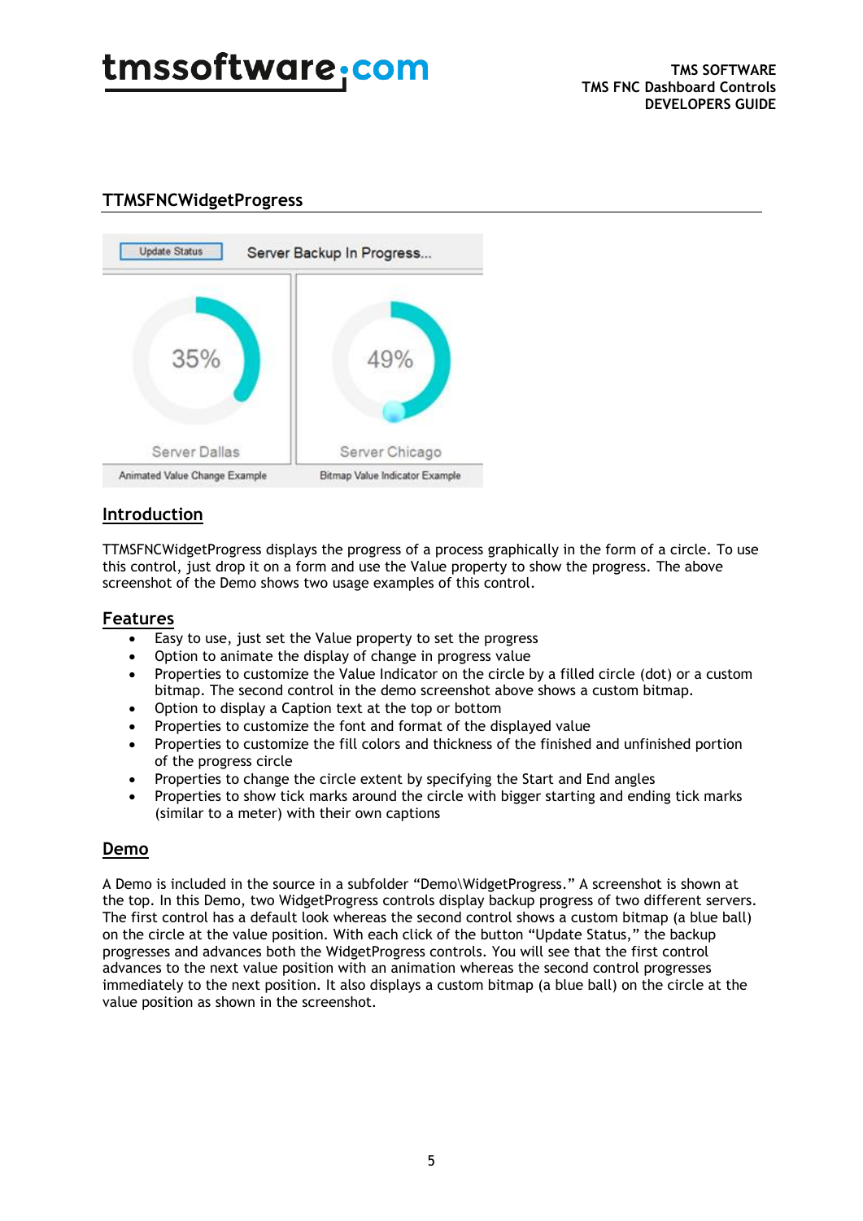## TTMSFNCWidgetProgress

## Introduction

TTMSFNCWidgetProgress displays the progress of a process graphically in the form of a circle. To use this control, just drop it on a form and use the Value property to show the progress. The above screenshot of the Demo shows two usage examples of this control.

## Features

- Easy to use, just set the Value property to set the progress
- Option to animate the display of change in progress value
- Properties to customize the Value Indicator on the circle by a filled circle (dot) or a custom bitmap. The second control in the demo screenshot above shows a custom bitmap.
- Option to display a Caption text at the top or bottom
- Properties to customize the font and format of the displayed value
- Properties to customize the fill colors and thickness of the finished and unfinished portion of the progress circle
- Properties to change the circle extent by specifying the Start and End angles
- Properties to show tick marks around the circle with bigger starting and ending tick marks (similar to a meter) with their own captions

## Demo

A Demo is included in the source in a subfolder “Demo\WidgetProgress.” A screenshot is shown at the top. In this Demo, two WidgetProgress controls display backup progress of two different servers. The first control has a default look whereas the second control shows a custom bitmap (a blue ball) on the circle at the value position. With each click of the button “Update Status,” the backup progresses and advances both the WidgetProgress controls. You will see that the first control advances to the next value position with an animation whereas the second control progresses immediately to the next position. It also displays a custom bitmap (a blue ball) on the circle at the value position as shown in the screenshot.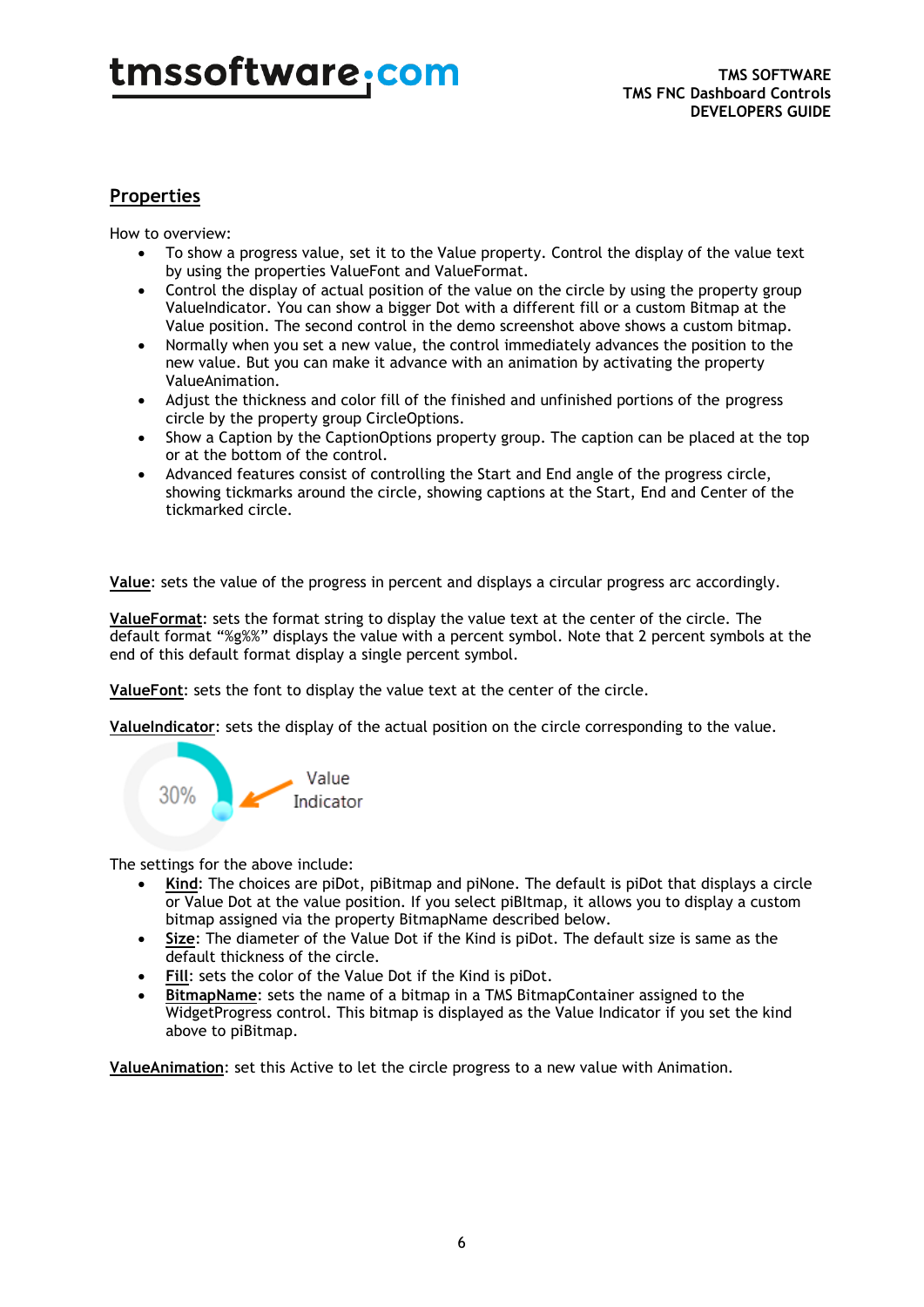## Properties

How to overview:

- To show a progress value, set it to the Value property. Control the display of the value text by using the properties ValueFont and ValueFormat.
- Control the display of actual position of the value on the circle by using the property group ValueIndicator. You can show a bigger Dot with a different fill or a custom Bitmap at the Value position. The second control in the demo screenshot above shows a custom bitmap.
- Normally when you set a new value, the control immediately advances the position to the new value. But you can make it advance with an animation by activating the property ValueAnimation.
- Adjust the thickness and color fill of the finished and unfinished portions of the progress circle by the property group CircleOptions.
- Show a Caption by the CaptionOptions property group. The caption can be placed at the top or at the bottom of the control.
- Advanced features consist of controlling the Start and End angle of the progress circle, showing tickmarks around the circle, showing captions at the Start, End and Center of the tickmarked circle.

**Value**: sets the value of the progress in percent and displays a circular progress arc accordingly.

**ValueFormat**: sets the format string to display the value text at the center of the circle. The default format "%g%%" displays the value with a percent symbol. Note that 2 percent symbols at the end of this default format display a single percent symbol.

**ValueFont**: sets the font to display the value text at the center of the circle.

**ValueIndicator**: sets the display of the actual position on the circle corresponding to the value.

30% Value Indicator

The settings for the above include:

- **Kind**: The choices are piDot, piBitmap and piNone. The default is piDot that displays a circle or Value Dot at the value position. If you select piBItmap, it allows you to display a custom bitmap assigned via the property BitmapName described below.
- **Size**: The diameter of the Value Dot if the Kind is piDot. The default size is same as the default thickness of the circle.
- **Fill**: sets the color of the Value Dot if the Kind is piDot.
- **BitmapName**: sets the name of a bitmap in a TMS BitmapContainer assigned to the WidgetProgress control. This bitmap is displayed as the Value Indicator if you set the kind above to piBitmap.

**ValueAnimation**: set this Active to let the circle progress to a new value with Animation.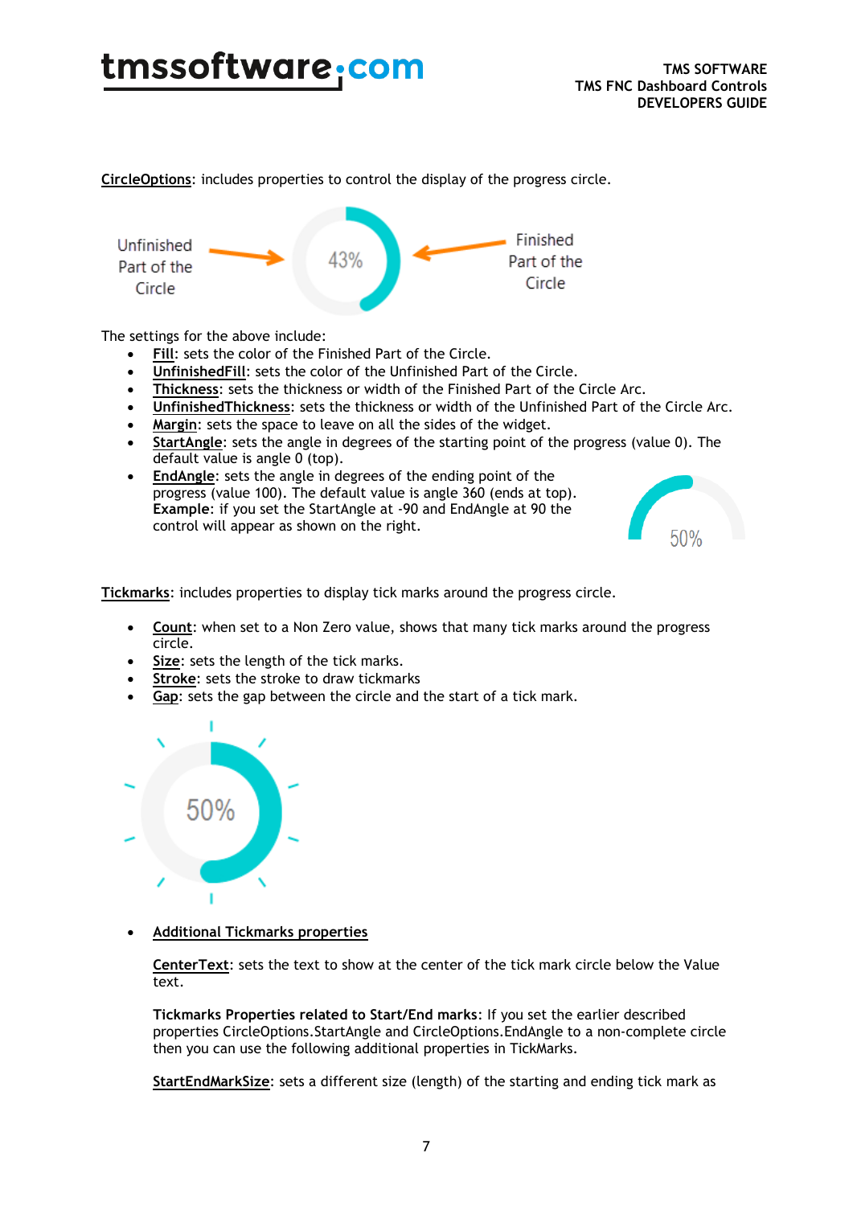**CircleOptions**: includes properties to control the display of the progress circle.

The settings for the above include:

- **Fill**: sets the color of the Finished Part of the Circle.
- **UnfinishedFill**: sets the color of the Unfinished Part of the Circle.
- **Thickness**: sets the thickness or width of the Finished Part of the Circle Arc.
- **UnfinishedThickness**: sets the thickness or width of the Unfinished Part of the Circle Arc.
- **Margin**: sets the space to leave on all the sides of the widget.
- **StartAngle**: sets the angle in degrees of the starting point of the progress (value 0). The default value is angle 0 (top).
- **EndAngle**: sets the angle in degrees of the ending point of the progress (value 100). The default value is angle 360 (ends at top). **Example**: if you set the StartAngle at -90 and EndAngle at 90 the control will appear as shown on the right.

**Tickmarks**: includes properties to display tick marks around the progress circle.

- **Count**: when set to a Non Zero value, shows that many tick marks around the progress circle.
- **Size**: sets the length of the tick marks.
- **Stroke**: sets the stroke to draw tickmarks
- **Gap**: sets the gap between the circle and the start of a tick mark.

- **Additional Tickmarks properties**

  **CenterText**: sets the text to show at the center of the tick mark circle below the Value text.

  **Tickmarks Properties related to Start/End marks**: If you set the earlier described properties CircleOptions.StartAngle and CircleOptions.EndAngle to a non-complete circle then you can use the following additional properties in TickMarks.

  **StartEndMarkSize**: sets a different size (length) of the starting and ending tick mark as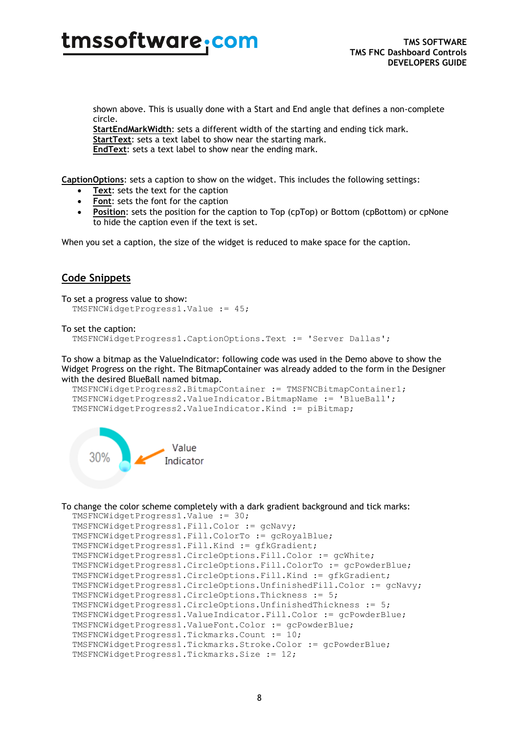shown above. This is usually done with a Start and End angle that defines a non-complete circle.
**StartEndMarkWidth**: sets a different width of the starting and ending tick mark.
**StartText**: sets a text label to show near the starting mark.
**EndText**: sets a text label to show near the ending mark.

**CaptionOptions**: sets a caption to show on the widget. This includes the following settings:

- **Text**: sets the text for the caption
- **Font**: sets the font for the caption
- **Position**: sets the position for the caption to Top (cpTop) or Bottom (cpBottom) or cpNone to hide the caption even if the text is set.

When you set a caption, the size of the widget is reduced to make space for the caption.

## Code Snippets

To set a progress value to show:

```
TMSFNCWidgetProgress1.Value := 45;
```

To set the caption:

```
TMSFNCWidgetProgress1.CaptionOptions.Text := 'Server Dallas';
```

To show a bitmap as the ValueIndicator: following code was used in the Demo above to show the Widget Progress on the right. The BitmapContainer was already added to the form in the Designer with the desired BlueBall named bitmap.

```
TMSFNCWidgetProgress2.BitmapContainer := TMSFNCBitmapContainer1;
TMSFNCWidgetProgress2.ValueIndicator.BitmapName := 'BlueBall';
TMSFNCWidgetProgress2.ValueIndicator.Kind := piBitmap;
```

To change the color scheme completely with a dark gradient background and tick marks:

```
TMSFNCWidgetProgress1.Value := 30;
TMSFNCWidgetProgress1.Fill.Color := gcNavy;
TMSFNCWidgetProgress1.Fill.ColorTo := gcRoyalBlue;
TMSFNCWidgetProgress1.Fill.Kind := gfkGradient;
TMSFNCWidgetProgress1.CircleOptions.Fill.Color := gcWhite;
TMSFNCWidgetProgress1.CircleOptions.Fill.ColorTo := gcPowderBlue;
TMSFNCWidgetProgress1.CircleOptions.Fill.Kind := gfkGradient;
TMSFNCWidgetProgress1.CircleOptions.UnfinishedFill.Color := gcNavy;
TMSFNCWidgetProgress1.CircleOptions.Thickness := 5;
TMSFNCWidgetProgress1.CircleOptions.UnfinishedThickness := 5;
TMSFNCWidgetProgress1.ValueIndicator.Fill.Color := gcPowderBlue;
TMSFNCWidgetProgress1.ValueFont.Color := gcPowderBlue;
TMSFNCWidgetProgress1.Tickmarks.Count := 10;
TMSFNCWidgetProgress1.Tickmarks.Stroke.Color := gcPowderBlue;
TMSFNCWidgetProgress1.Tickmarks.Size := 12;
```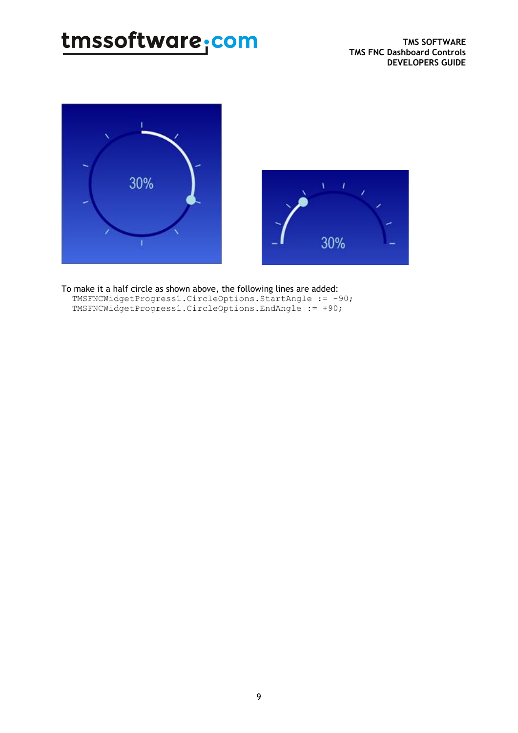To make it a half circle as shown above, the following lines are added:

```
TMSFNCWidgetProgress1.CircleOptions.StartAngle := -90;
TMSFNCWidgetProgress1.CircleOptions.EndAngle := +90;
```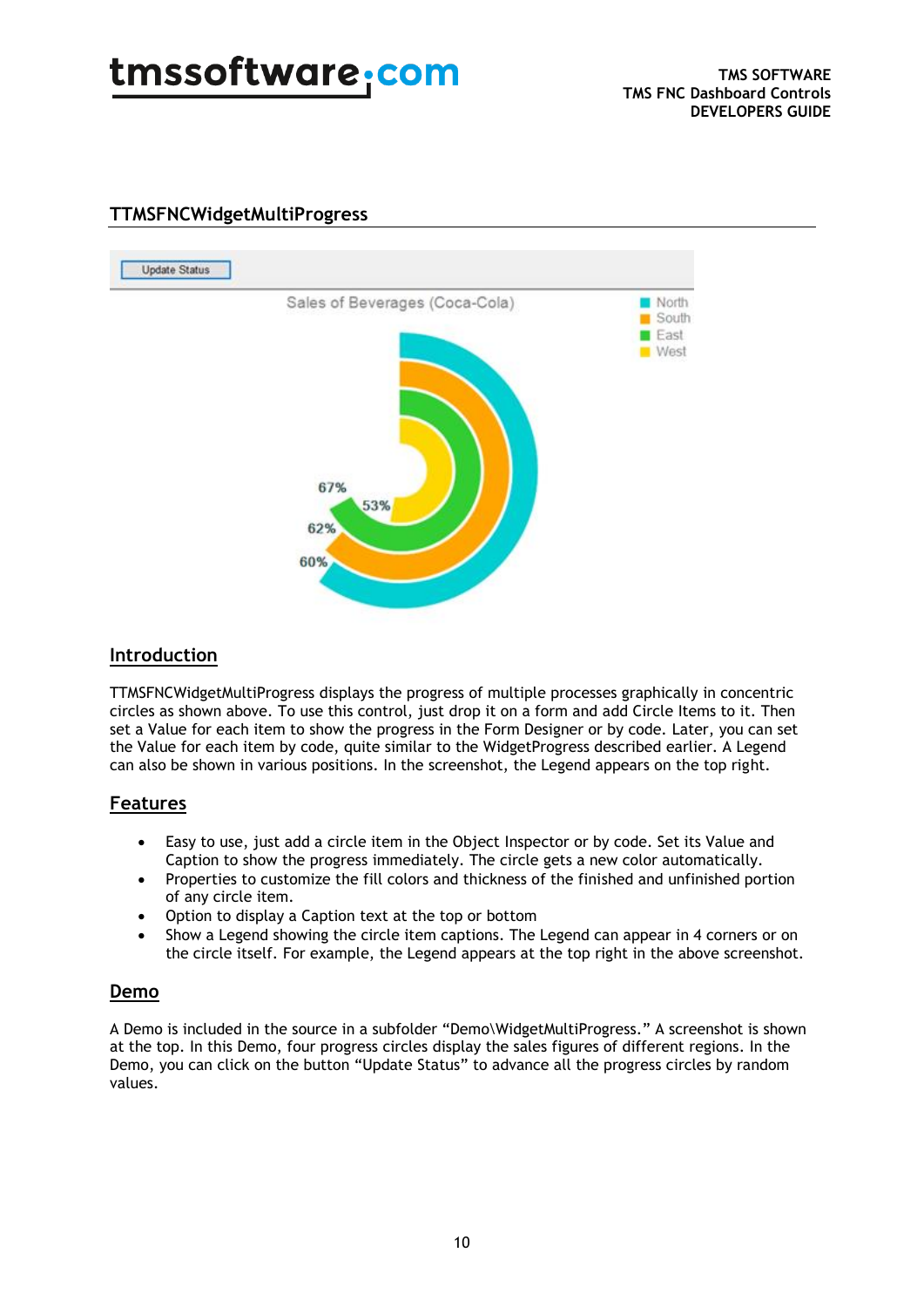## TTMSFNCWidgetMultiProgress

### Introduction

TTMSFNCWidgetMultiProgress displays the progress of multiple processes graphically in concentric circles as shown above. To use this control, just drop it on a form and add Circle Items to it. Then set a Value for each item to show the progress in the Form Designer or by code. Later, you can set the Value for each item by code, quite similar to the WidgetProgress described earlier. A Legend can also be shown in various positions. In the screenshot, the Legend appears on the top right.

### Features

- Easy to use, just add a circle item in the Object Inspector or by code. Set its Value and Caption to show the progress immediately. The circle gets a new color automatically.
- Properties to customize the fill colors and thickness of the finished and unfinished portion of any circle item.
- Option to display a Caption text at the top or bottom
- Show a Legend showing the circle item captions. The Legend can appear in 4 corners or on the circle itself. For example, the Legend appears at the top right in the above screenshot.

### Demo

A Demo is included in the source in a subfolder "Demo\WidgetMultiProgress." A screenshot is shown at the top. In this Demo, four progress circles display the sales figures of different regions. In the Demo, you can click on the button "Update Status" to advance all the progress circles by random values.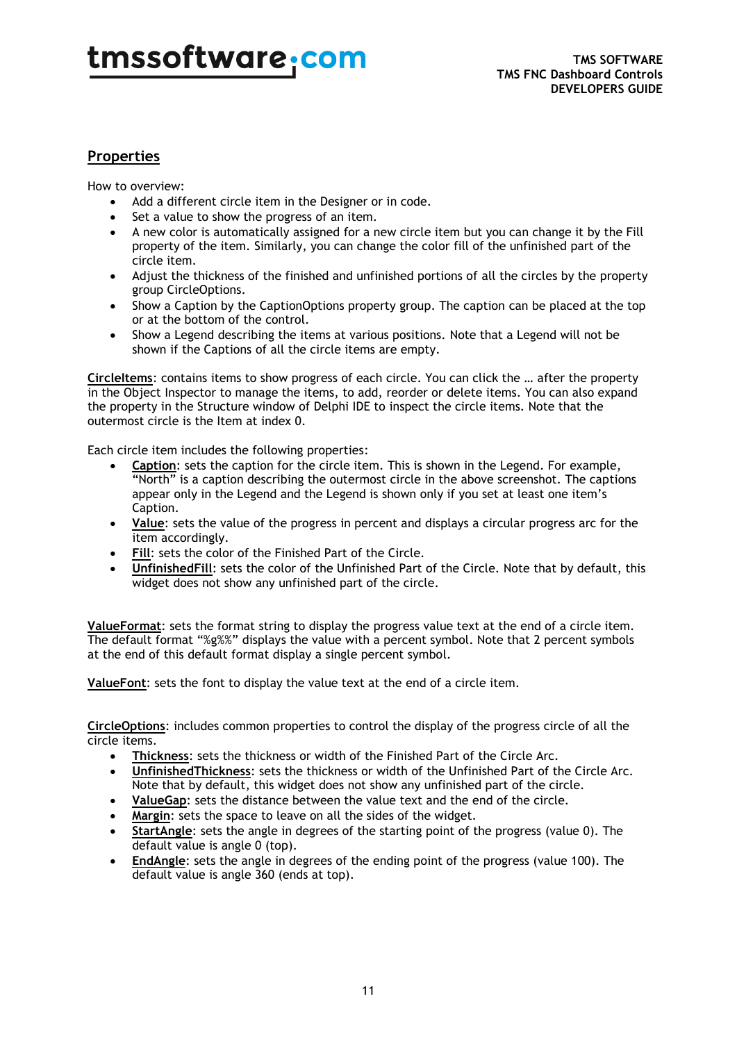## Properties

How to overview:

- Add a different circle item in the Designer or in code.
- Set a value to show the progress of an item.
- A new color is automatically assigned for a new circle item but you can change it by the Fill property of the item. Similarly, you can change the color fill of the unfinished part of the circle item.
- Adjust the thickness of the finished and unfinished portions of all the circles by the property group CircleOptions.
- Show a Caption by the CaptionOptions property group. The caption can be placed at the top or at the bottom of the control.
- Show a Legend describing the items at various positions. Note that a Legend will not be shown if the Captions of all the circle items are empty.

**CircleItems**: contains items to show progress of each circle. You can click the … after the property in the Object Inspector to manage the items, to add, reorder or delete items. You can also expand the property in the Structure window of Delphi IDE to inspect the circle items. Note that the outermost circle is the Item at index 0.

Each circle item includes the following properties:

- **Caption**: sets the caption for the circle item. This is shown in the Legend. For example, "North" is a caption describing the outermost circle in the above screenshot. The captions appear only in the Legend and the Legend is shown only if you set at least one item's Caption.
- **Value**: sets the value of the progress in percent and displays a circular progress arc for the item accordingly.
- **Fill**: sets the color of the Finished Part of the Circle.
- **UnfinishedFill**: sets the color of the Unfinished Part of the Circle. Note that by default, this widget does not show any unfinished part of the circle.

**ValueFormat**: sets the format string to display the progress value text at the end of a circle item. The default format "%g%%" displays the value with a percent symbol. Note that 2 percent symbols at the end of this default format display a single percent symbol.

**ValueFont**: sets the font to display the value text at the end of a circle item.

**CircleOptions**: includes common properties to control the display of the progress circle of all the circle items.

- **Thickness**: sets the thickness or width of the Finished Part of the Circle Arc.
- **UnfinishedThickness**: sets the thickness or width of the Unfinished Part of the Circle Arc. Note that by default, this widget does not show any unfinished part of the circle.
- **ValueGap**: sets the distance between the value text and the end of the circle.
- **Margin**: sets the space to leave on all the sides of the widget.
- **StartAngle**: sets the angle in degrees of the starting point of the progress (value 0). The default value is angle 0 (top).
- **EndAngle**: sets the angle in degrees of the ending point of the progress (value 100). The default value is angle 360 (ends at top).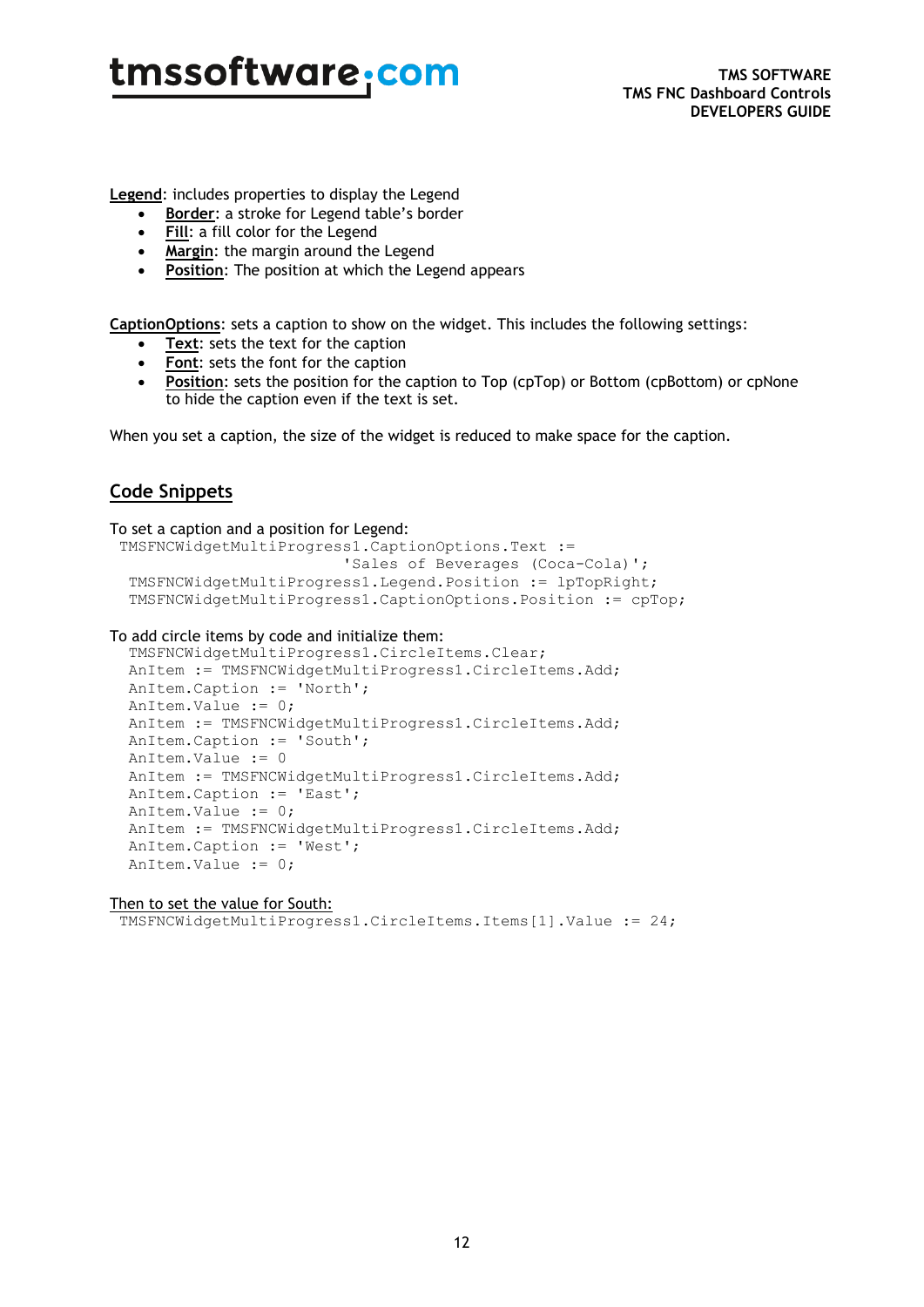**Legend**: includes properties to display the Legend

- **Border**: a stroke for Legend table's border
- **Fill**: a fill color for the Legend
- **Margin**: the margin around the Legend
- **Position**: The position at which the Legend appears

**CaptionOptions**: sets a caption to show on the widget. This includes the following settings:

- **Text**: sets the text for the caption
- **Font**: sets the font for the caption
- **Position**: sets the position for the caption to Top (cpTop) or Bottom (cpBottom) or cpNone to hide the caption even if the text is set.

When you set a caption, the size of the widget is reduced to make space for the caption.

## Code Snippets

To set a caption and a position for Legend:

```
TMSFNCWidgetMultiProgress1.CaptionOptions.Text :=
                        'Sales of Beverages (Coca-Cola)';
  TMSFNCWidgetMultiProgress1.Legend.Position := lpTopRight;
  TMSFNCWidgetMultiProgress1.CaptionOptions.Position := cpTop;
```

To add circle items by code and initialize them:

```
  TMSFNCWidgetMultiProgress1.CircleItems.Clear;
  AnItem := TMSFNCWidgetMultiProgress1.CircleItems.Add;
  AnItem.Caption := 'North';
  AnItem.Value := 0;
  AnItem := TMSFNCWidgetMultiProgress1.CircleItems.Add;
  AnItem.Caption := 'South';
  AnItem.Value := 0
  AnItem := TMSFNCWidgetMultiProgress1.CircleItems.Add;
  AnItem.Caption := 'East';
  AnItem.Value := 0;
  AnItem := TMSFNCWidgetMultiProgress1.CircleItems.Add;
  AnItem.Caption := 'West';
  AnItem.Value := 0;
```

Then to set the value for South:

```
TMSFNCWidgetMultiProgress1.CircleItems.Items[1].Value := 24;
```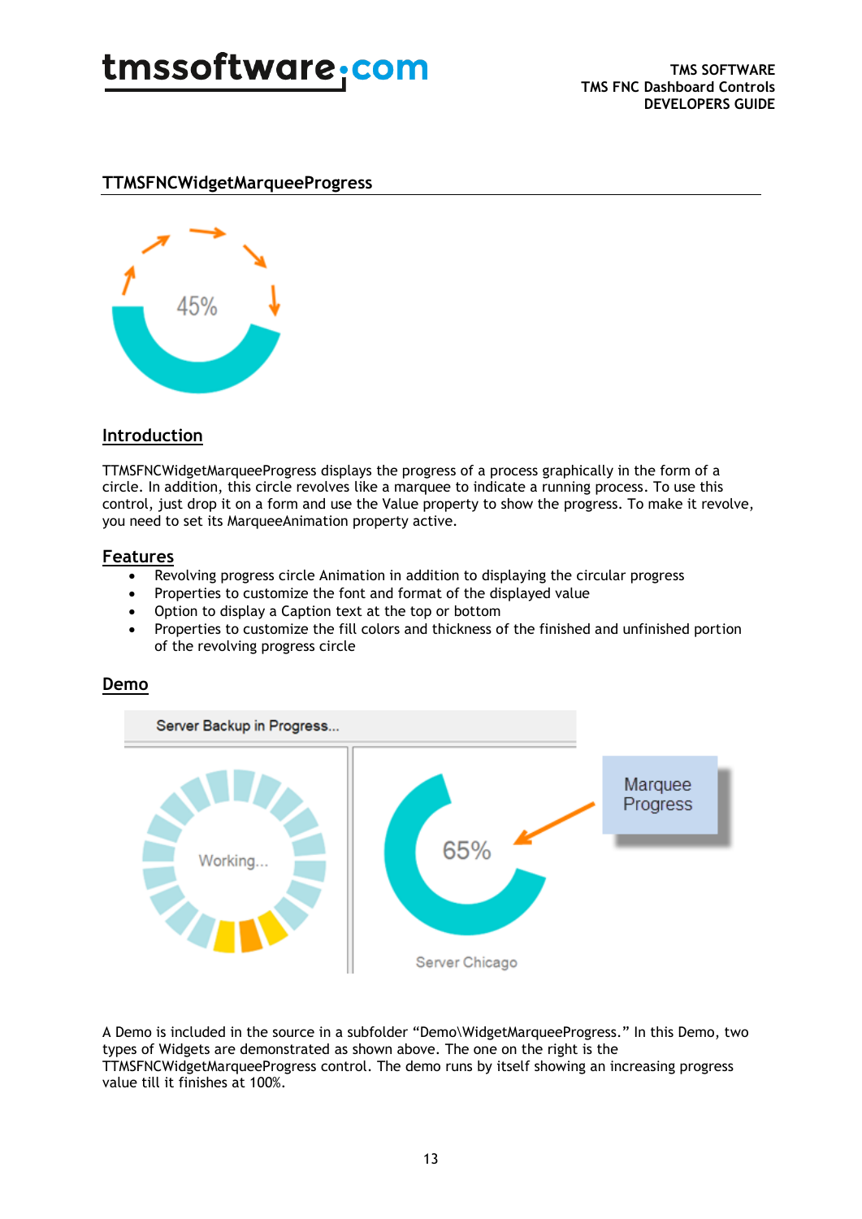## TTMSFNCWidgetMarqueeProgress

### Introduction

TTMSFNCWidgetMarqueeProgress displays the progress of a process graphically in the form of a circle. In addition, this circle revolves like a marquee to indicate a running process. To use this control, just drop it on a form and use the Value property to show the progress. To make it revolve, you need to set its MarqueeAnimation property active.

### Features

- Revolving progress circle Animation in addition to displaying the circular progress
- Properties to customize the font and format of the displayed value
- Option to display a Caption text at the top or bottom
- Properties to customize the fill colors and thickness of the finished and unfinished portion of the revolving progress circle

### Demo

A Demo is included in the source in a subfolder "Demo\WidgetMarqueeProgress." In this Demo, two types of Widgets are demonstrated as shown above. The one on the right is the TTMSFNCWidgetMarqueeProgress control. The demo runs by itself showing an increasing progress value till it finishes at 100%.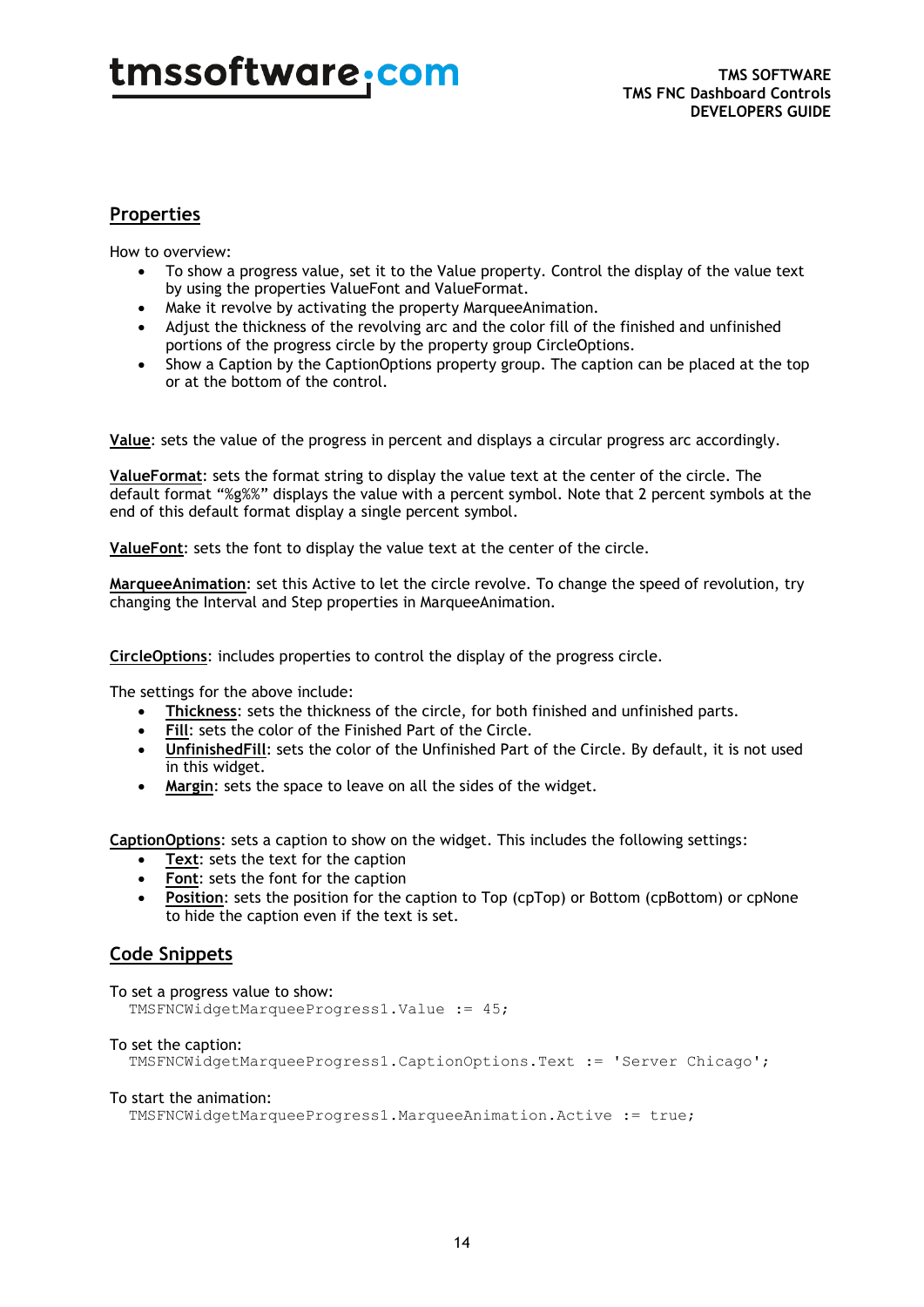## Properties

How to overview:

- To show a progress value, set it to the Value property. Control the display of the value text by using the properties ValueFont and ValueFormat.
- Make it revolve by activating the property MarqueeAnimation.
- Adjust the thickness of the revolving arc and the color fill of the finished and unfinished portions of the progress circle by the property group CircleOptions.
- Show a Caption by the CaptionOptions property group. The caption can be placed at the top or at the bottom of the control.

**Value**: sets the value of the progress in percent and displays a circular progress arc accordingly.

**ValueFormat**: sets the format string to display the value text at the center of the circle. The default format "%g%%" displays the value with a percent symbol. Note that 2 percent symbols at the end of this default format display a single percent symbol.

**ValueFont**: sets the font to display the value text at the center of the circle.

**MarqueeAnimation**: set this Active to let the circle revolve. To change the speed of revolution, try changing the Interval and Step properties in MarqueeAnimation.

**CircleOptions**: includes properties to control the display of the progress circle.

The settings for the above include:

- **Thickness**: sets the thickness of the circle, for both finished and unfinished parts.
- **Fill**: sets the color of the Finished Part of the Circle.
- **UnfinishedFill**: sets the color of the Unfinished Part of the Circle. By default, it is not used in this widget.
- **Margin**: sets the space to leave on all the sides of the widget.

**CaptionOptions**: sets a caption to show on the widget. This includes the following settings:

- **Text**: sets the text for the caption
- **Font**: sets the font for the caption
- **Position**: sets the position for the caption to Top (cpTop) or Bottom (cpBottom) or cpNone to hide the caption even if the text is set.

## Code Snippets

To set a progress value to show:

```
TMSFNCWidgetMarqueeProgress1.Value := 45;
```

To set the caption:

```
TMSFNCWidgetMarqueeProgress1.CaptionOptions.Text := 'Server Chicago';
```

To start the animation:

```
TMSFNCWidgetMarqueeProgress1.MarqueeAnimation.Active := true;
```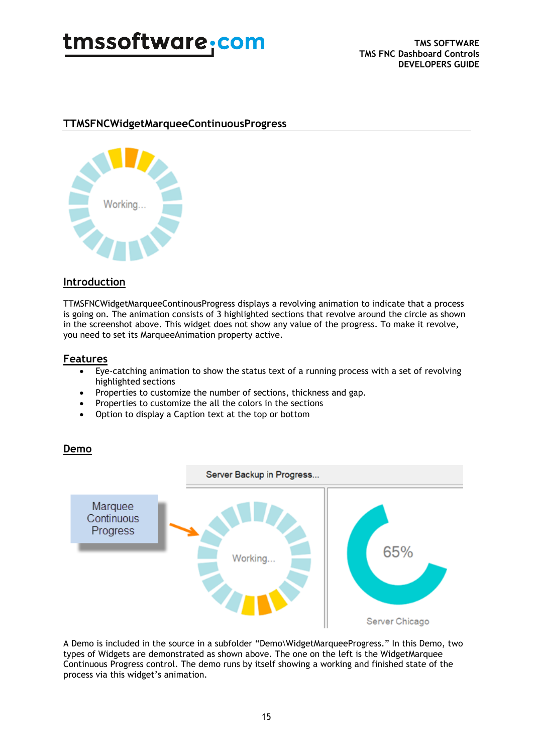## TTMSFNCWidgetMarqueeContinuousProgress

### Introduction

TTMSFNCWidgetMarqueeContinousProgress displays a revolving animation to indicate that a process is going on. The animation consists of 3 highlighted sections that revolve around the circle as shown in the screenshot above. This widget does not show any value of the progress. To make it revolve, you need to set its MarqueeAnimation property active.

### Features

- Eye-catching animation to show the status text of a running process with a set of revolving highlighted sections
- Properties to customize the number of sections, thickness and gap.
- Properties to customize the all the colors in the sections
- Option to display a Caption text at the top or bottom

### Demo

A Demo is included in the source in a subfolder “Demo\WidgetMarqueeProgress.” In this Demo, two types of Widgets are demonstrated as shown above. The one on the left is the WidgetMarquee Continuous Progress control. The demo runs by itself showing a working and finished state of the process via this widget’s animation.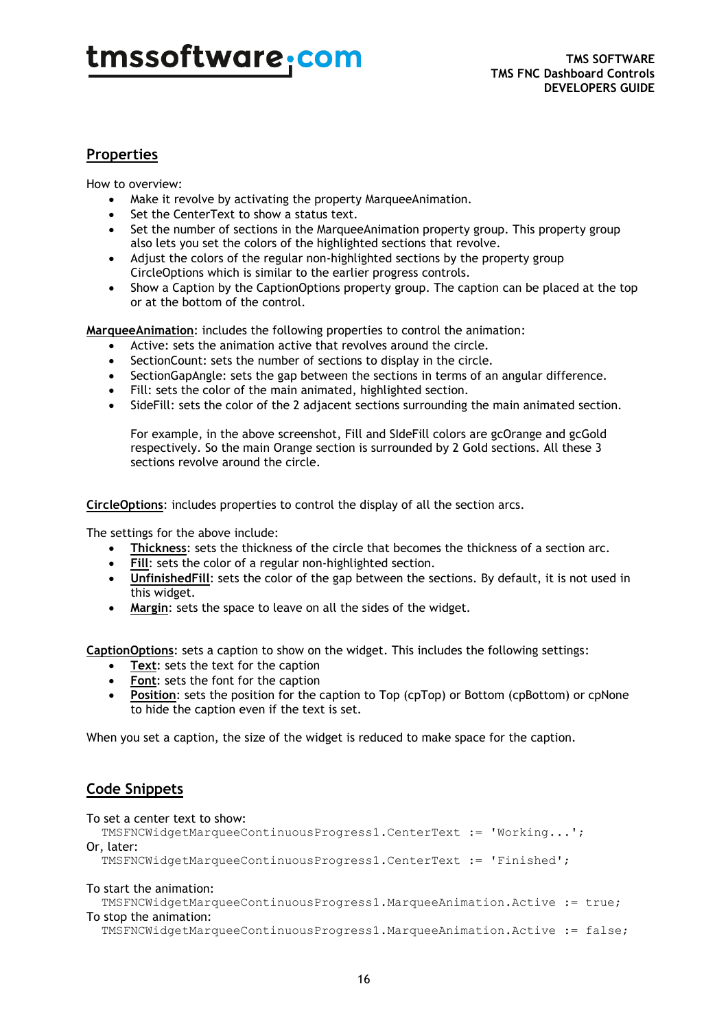## Properties

How to overview:

- Make it revolve by activating the property MarqueeAnimation.
- Set the CenterText to show a status text.
- Set the number of sections in the MarqueeAnimation property group. This property group also lets you set the colors of the highlighted sections that revolve.
- Adjust the colors of the regular non-highlighted sections by the property group CircleOptions which is similar to the earlier progress controls.
- Show a Caption by the CaptionOptions property group. The caption can be placed at the top or at the bottom of the control.

**MarqueeAnimation**: includes the following properties to control the animation:

- Active: sets the animation active that revolves around the circle.
- SectionCount: sets the number of sections to display in the circle.
- SectionGapAngle: sets the gap between the sections in terms of an angular difference.
- Fill: sets the color of the main animated, highlighted section.
- SideFill: sets the color of the 2 adjacent sections surrounding the main animated section.

  For example, in the above screenshot, Fill and SIdeFill colors are gcOrange and gcGold respectively. So the main Orange section is surrounded by 2 Gold sections. All these 3 sections revolve around the circle.

**CircleOptions**: includes properties to control the display of all the section arcs.

The settings for the above include:

- **Thickness**: sets the thickness of the circle that becomes the thickness of a section arc.
- **Fill**: sets the color of a regular non-highlighted section.
- **UnfinishedFill**: sets the color of the gap between the sections. By default, it is not used in this widget.
- **Margin**: sets the space to leave on all the sides of the widget.

**CaptionOptions**: sets a caption to show on the widget. This includes the following settings:

- **Text**: sets the text for the caption
- **Font**: sets the font for the caption
- **Position**: sets the position for the caption to Top (cpTop) or Bottom (cpBottom) or cpNone to hide the caption even if the text is set.

When you set a caption, the size of the widget is reduced to make space for the caption.

## Code Snippets

To set a center text to show:

```
TMSFNCWidgetMarqueeContinuousProgress1.CenterText := 'Working...';
```

Or, later:

```
TMSFNCWidgetMarqueeContinuousProgress1.CenterText := 'Finished';
```

To start the animation:

```
TMSFNCWidgetMarqueeContinuousProgress1.MarqueeAnimation.Active := true;
```

To stop the animation:

```
TMSFNCWidgetMarqueeContinuousProgress1.MarqueeAnimation.Active := false;
```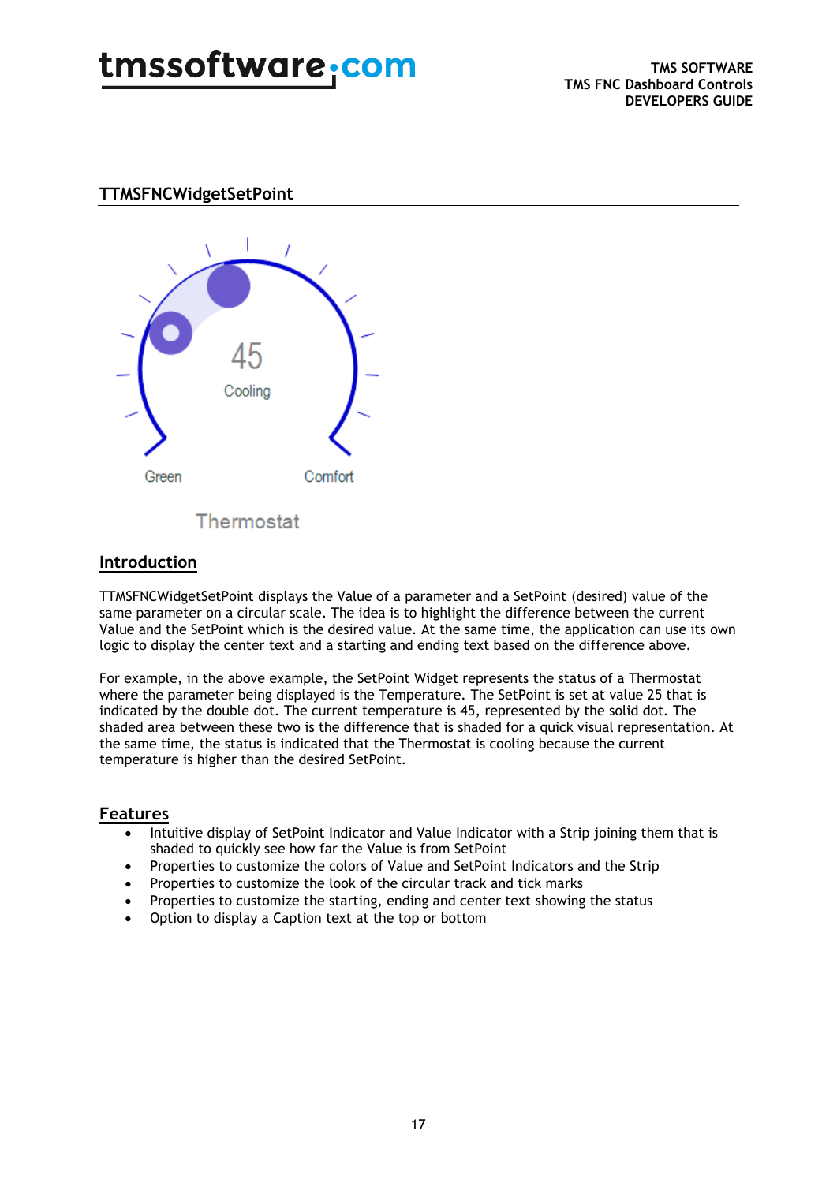## TTMSFNCWidgetSetPoint

### Introduction

TTMSFNCWidgetSetPoint displays the Value of a parameter and a SetPoint (desired) value of the same parameter on a circular scale. The idea is to highlight the difference between the current Value and the SetPoint which is the desired value. At the same time, the application can use its own logic to display the center text and a starting and ending text based on the difference above.

For example, in the above example, the SetPoint Widget represents the status of a Thermostat where the parameter being displayed is the Temperature. The SetPoint is set at value 25 that is indicated by the double dot. The current temperature is 45, represented by the solid dot. The shaded area between these two is the difference that is shaded for a quick visual representation. At the same time, the status is indicated that the Thermostat is cooling because the current temperature is higher than the desired SetPoint.

### Features

- Intuitive display of SetPoint Indicator and Value Indicator with a Strip joining them that is shaded to quickly see how far the Value is from SetPoint
- Properties to customize the colors of Value and SetPoint Indicators and the Strip
- Properties to customize the look of the circular track and tick marks
- Properties to customize the starting, ending and center text showing the status
- Option to display a Caption text at the top or bottom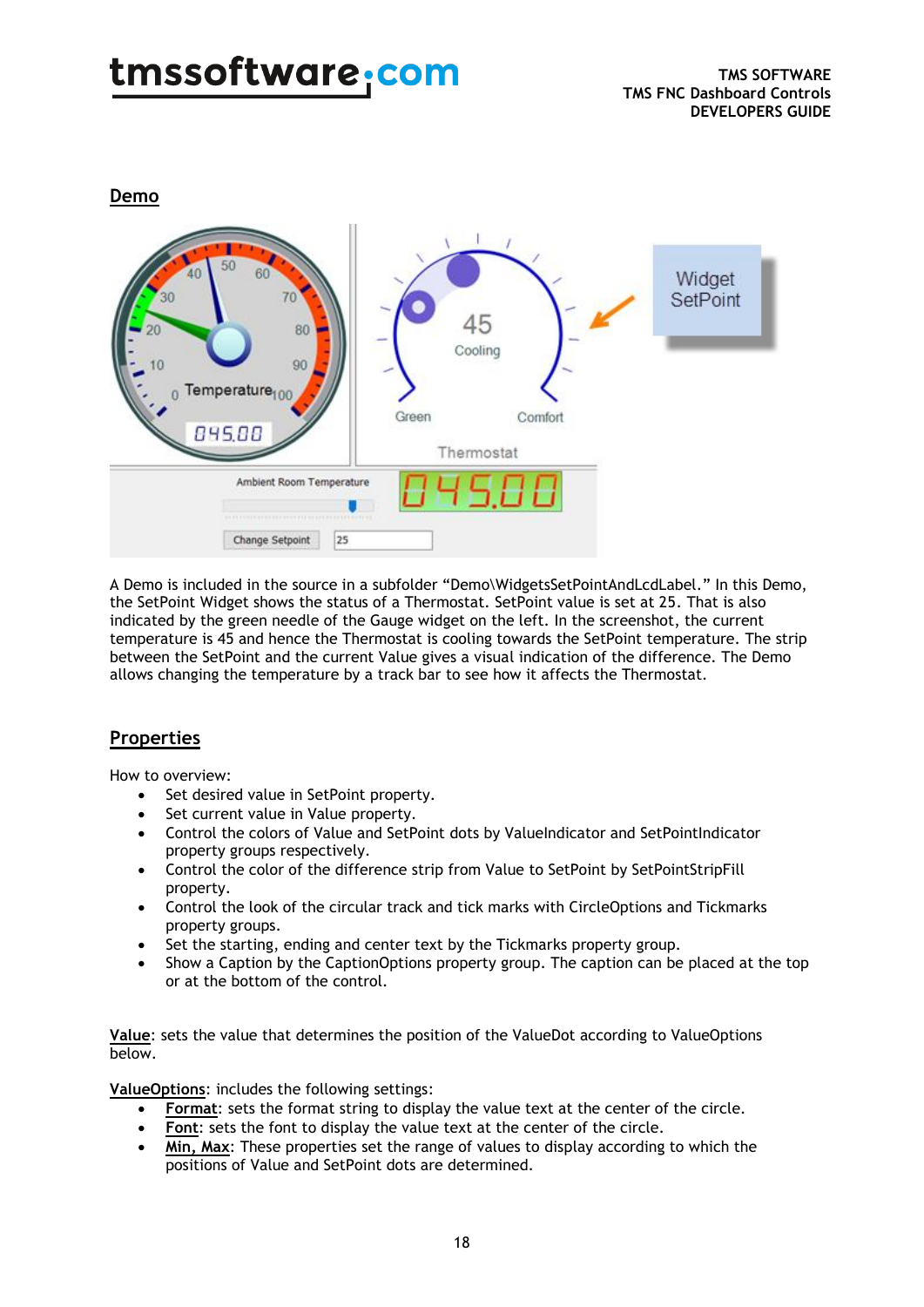## Demo

A Demo is included in the source in a subfolder “Demo\WidgetsSetPointAndLcdLabel.” In this Demo, the SetPoint Widget shows the status of a Thermostat. SetPoint value is set at 25. That is also indicated by the green needle of the Gauge widget on the left. In the screenshot, the current temperature is 45 and hence the Thermostat is cooling towards the SetPoint temperature. The strip between the SetPoint and the current Value gives a visual indication of the difference. The Demo allows changing the temperature by a track bar to see how it affects the Thermostat.

## Properties

How to overview:

- Set desired value in SetPoint property.
- Set current value in Value property.
- Control the colors of Value and SetPoint dots by ValueIndicator and SetPointIndicator property groups respectively.
- Control the color of the difference strip from Value to SetPoint by SetPointStripFill property.
- Control the look of the circular track and tick marks with CircleOptions and Tickmarks property groups.
- Set the starting, ending and center text by the Tickmarks property group.
- Show a Caption by the CaptionOptions property group. The caption can be placed at the top or at the bottom of the control.

**Value**: sets the value that determines the position of the ValueDot according to ValueOptions below.

**ValueOptions**: includes the following settings:

- **Format**: sets the format string to display the value text at the center of the circle.
- **Font**: sets the font to display the value text at the center of the circle.
- **Min, Max**: These properties set the range of values to display according to which the positions of Value and SetPoint dots are determined.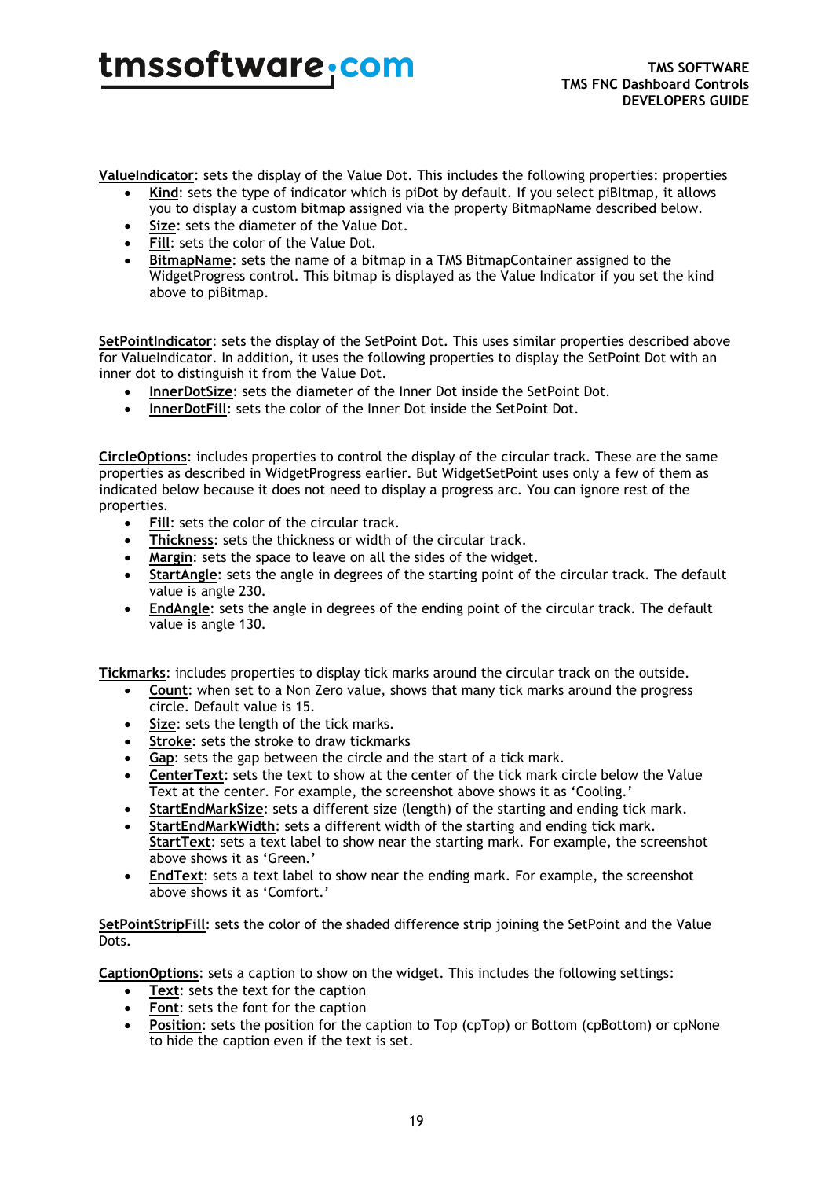**ValueIndicator**: sets the display of the Value Dot. This includes the following properties: properties

- **Kind**: sets the type of indicator which is piDot by default. If you select piBItmap, it allows you to display a custom bitmap assigned via the property BitmapName described below.
- **Size**: sets the diameter of the Value Dot.
- **Fill**: sets the color of the Value Dot.
- **BitmapName**: sets the name of a bitmap in a TMS BitmapContainer assigned to the WidgetProgress control. This bitmap is displayed as the Value Indicator if you set the kind above to piBitmap.

**SetPointIndicator**: sets the display of the SetPoint Dot. This uses similar properties described above for ValueIndicator. In addition, it uses the following properties to display the SetPoint Dot with an inner dot to distinguish it from the Value Dot.

- **InnerDotSize**: sets the diameter of the Inner Dot inside the SetPoint Dot.
- **InnerDotFill**: sets the color of the Inner Dot inside the SetPoint Dot.

**CircleOptions**: includes properties to control the display of the circular track. These are the same properties as described in WidgetProgress earlier. But WidgetSetPoint uses only a few of them as indicated below because it does not need to display a progress arc. You can ignore rest of the properties.

- **Fill**: sets the color of the circular track.
- **Thickness**: sets the thickness or width of the circular track.
- **Margin**: sets the space to leave on all the sides of the widget.
- **StartAngle**: sets the angle in degrees of the starting point of the circular track. The default value is angle 230.
- **EndAngle**: sets the angle in degrees of the ending point of the circular track. The default value is angle 130.

**Tickmarks**: includes properties to display tick marks around the circular track on the outside.

- **Count**: when set to a Non Zero value, shows that many tick marks around the progress circle. Default value is 15.
- **Size**: sets the length of the tick marks.
- **Stroke**: sets the stroke to draw tickmarks
- **Gap**: sets the gap between the circle and the start of a tick mark.
- **CenterText**: sets the text to show at the center of the tick mark circle below the Value Text at the center. For example, the screenshot above shows it as 'Cooling.'
- **StartEndMarkSize**: sets a different size (length) of the starting and ending tick mark.
- **StartEndMarkWidth**: sets a different width of the starting and ending tick mark. **StartText**: sets a text label to show near the starting mark. For example, the screenshot above shows it as 'Green.'
- **EndText**: sets a text label to show near the ending mark. For example, the screenshot above shows it as 'Comfort.'

**SetPointStripFill**: sets the color of the shaded difference strip joining the SetPoint and the Value Dots.

**CaptionOptions**: sets a caption to show on the widget. This includes the following settings:

- **Text**: sets the text for the caption
- **Font**: sets the font for the caption
- **Position**: sets the position for the caption to Top (cpTop) or Bottom (cpBottom) or cpNone to hide the caption even if the text is set.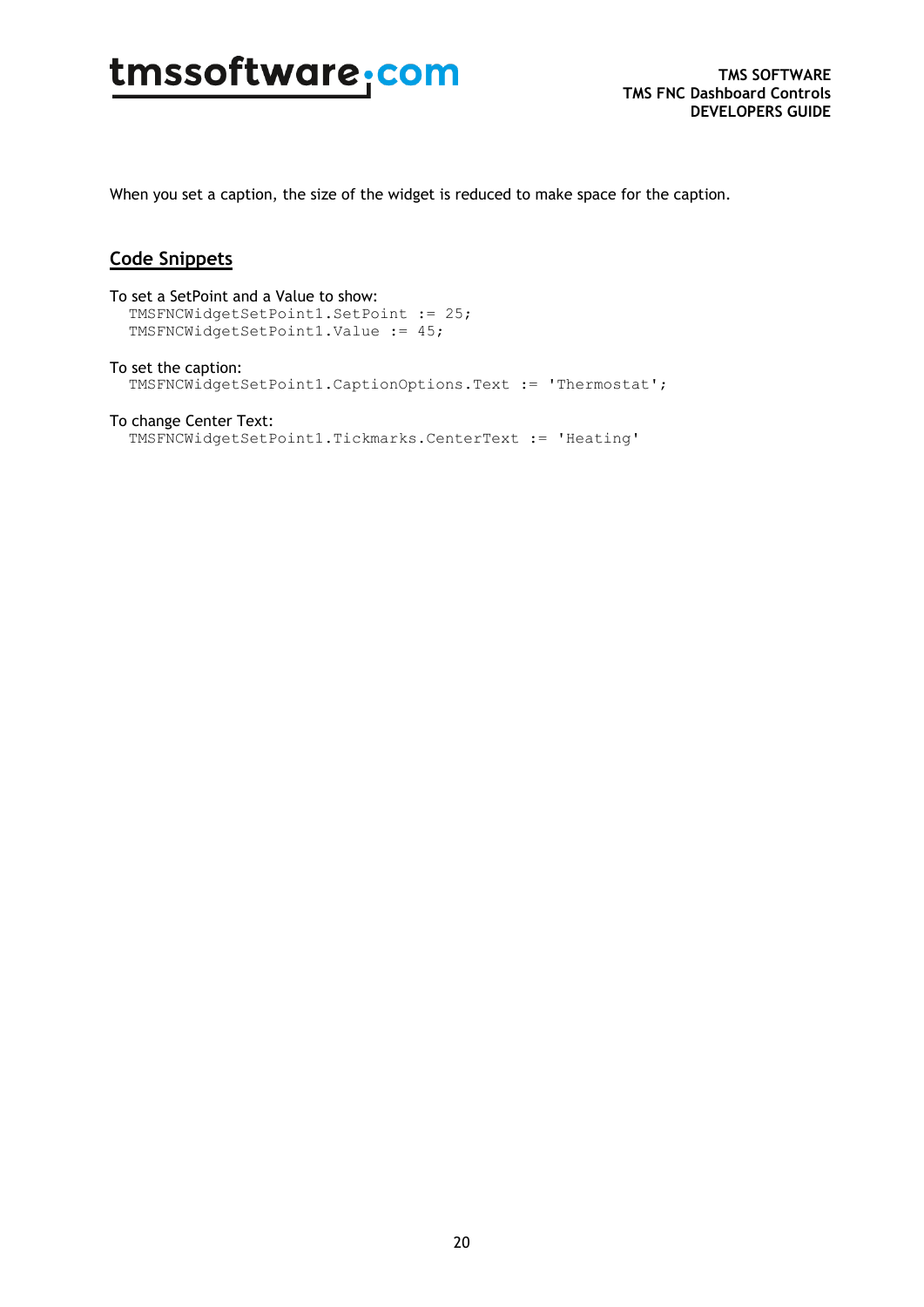When you set a caption, the size of the widget is reduced to make space for the caption.

## Code Snippets

To set a SetPoint and a Value to show:

```
TMSFNCWidgetSetPoint1.SetPoint := 25;
TMSFNCWidgetSetPoint1.Value := 45;
```

To set the caption:

```
TMSFNCWidgetSetPoint1.CaptionOptions.Text := 'Thermostat';
```

To change Center Text:

```
TMSFNCWidgetSetPoint1.Tickmarks.CenterText := 'Heating'
```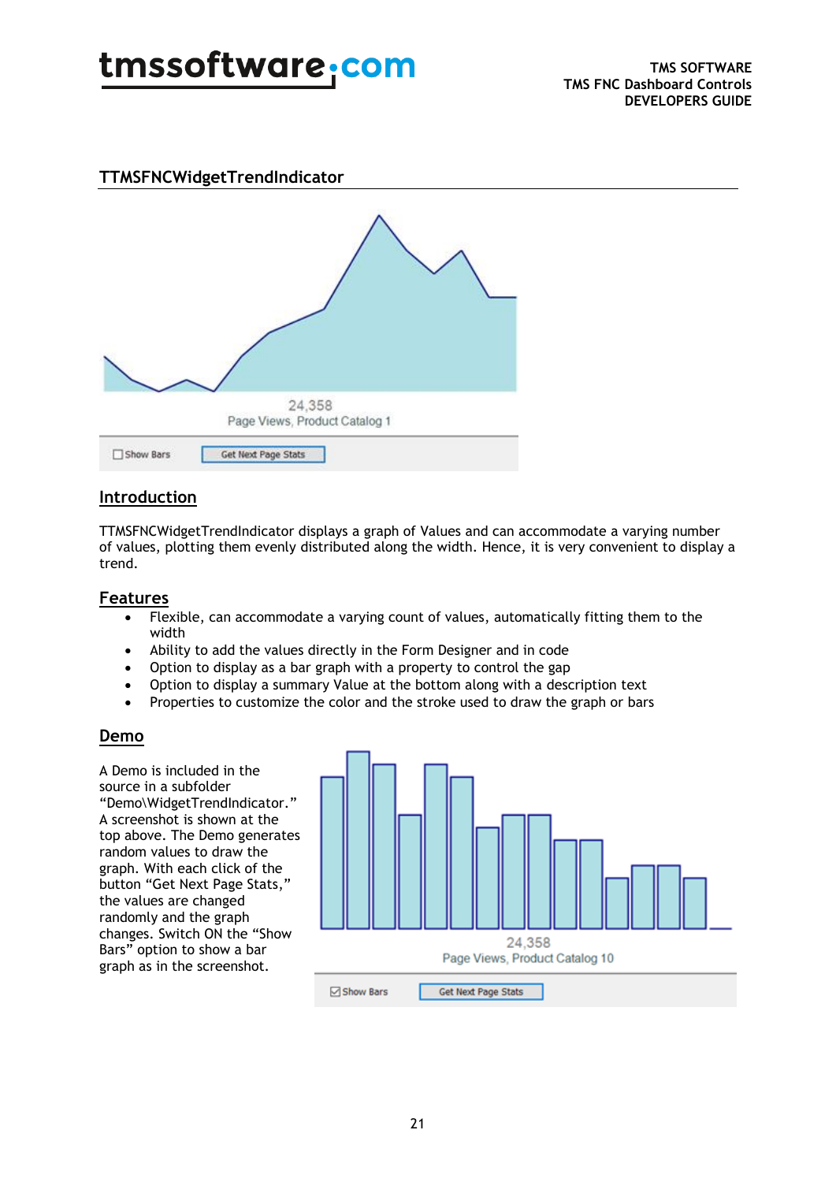## TTMSFNCWidgetTrendIndicator

### Introduction

TTMSFNCWidgetTrendIndicator displays a graph of Values and can accommodate a varying number of values, plotting them evenly distributed along the width. Hence, it is very convenient to display a trend.

### Features

- Flexible, can accommodate a varying count of values, automatically fitting them to the width
- Ability to add the values directly in the Form Designer and in code
- Option to display as a bar graph with a property to control the gap
- Option to display a summary Value at the bottom along with a description text
- Properties to customize the color and the stroke used to draw the graph or bars

### Demo

A Demo is included in the source in a subfolder “Demo\WidgetTrendIndicator.” A screenshot is shown at the top above. The Demo generates random values to draw the graph. With each click of the button “Get Next Page Stats,” the values are changed randomly and the graph changes. Switch ON the “Show Bars” option to show a bar graph as in the screenshot.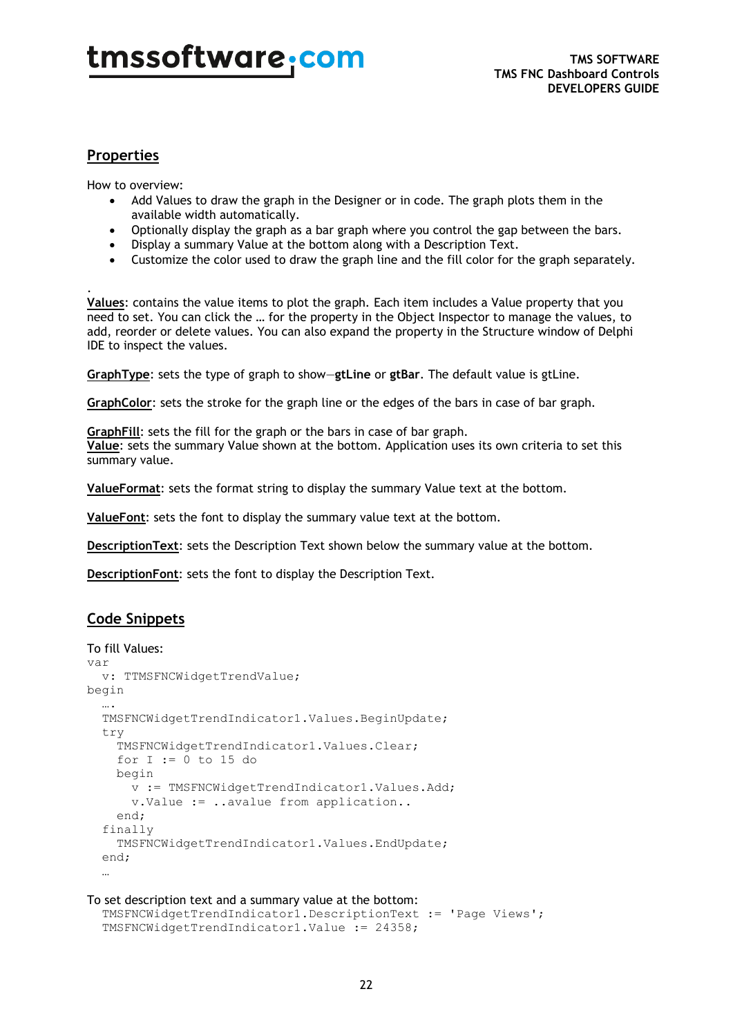## Properties

How to overview:

- Add Values to draw the graph in the Designer or in code. The graph plots them in the available width automatically.
- Optionally display the graph as a bar graph where you control the gap between the bars.
- Display a summary Value at the bottom along with a Description Text.
- Customize the color used to draw the graph line and the fill color for the graph separately.

.

**Values**: contains the value items to plot the graph. Each item includes a Value property that you need to set. You can click the … for the property in the Object Inspector to manage the values, to add, reorder or delete values. You can also expand the property in the Structure window of Delphi IDE to inspect the values.

**GraphType**: sets the type of graph to show—**gtLine** or **gtBar**. The default value is gtLine.

**GraphColor**: sets the stroke for the graph line or the edges of the bars in case of bar graph.

**GraphFill**: sets the fill for the graph or the bars in case of bar graph.
**Value**: sets the summary Value shown at the bottom. Application uses its own criteria to set this summary value.

**ValueFormat**: sets the format string to display the summary Value text at the bottom.

**ValueFont**: sets the font to display the summary value text at the bottom.

**DescriptionText**: sets the Description Text shown below the summary value at the bottom.

**DescriptionFont**: sets the font to display the Description Text.

## Code Snippets

To fill Values:

```
var
  v: TTMSFNCWidgetTrendValue;
begin
  ….
  TMSFNCWidgetTrendIndicator1.Values.BeginUpdate;
  try
    TMSFNCWidgetTrendIndicator1.Values.Clear;
    for I := 0 to 15 do
    begin
      v := TMSFNCWidgetTrendIndicator1.Values.Add;
      v.Value := ..avalue from application..
    end;
  finally
    TMSFNCWidgetTrendIndicator1.Values.EndUpdate;
  end;
  …
```

To set description text and a summary value at the bottom:

```
  TMSFNCWidgetTrendIndicator1.DescriptionText := 'Page Views';
  TMSFNCWidgetTrendIndicator1.Value := 24358;
```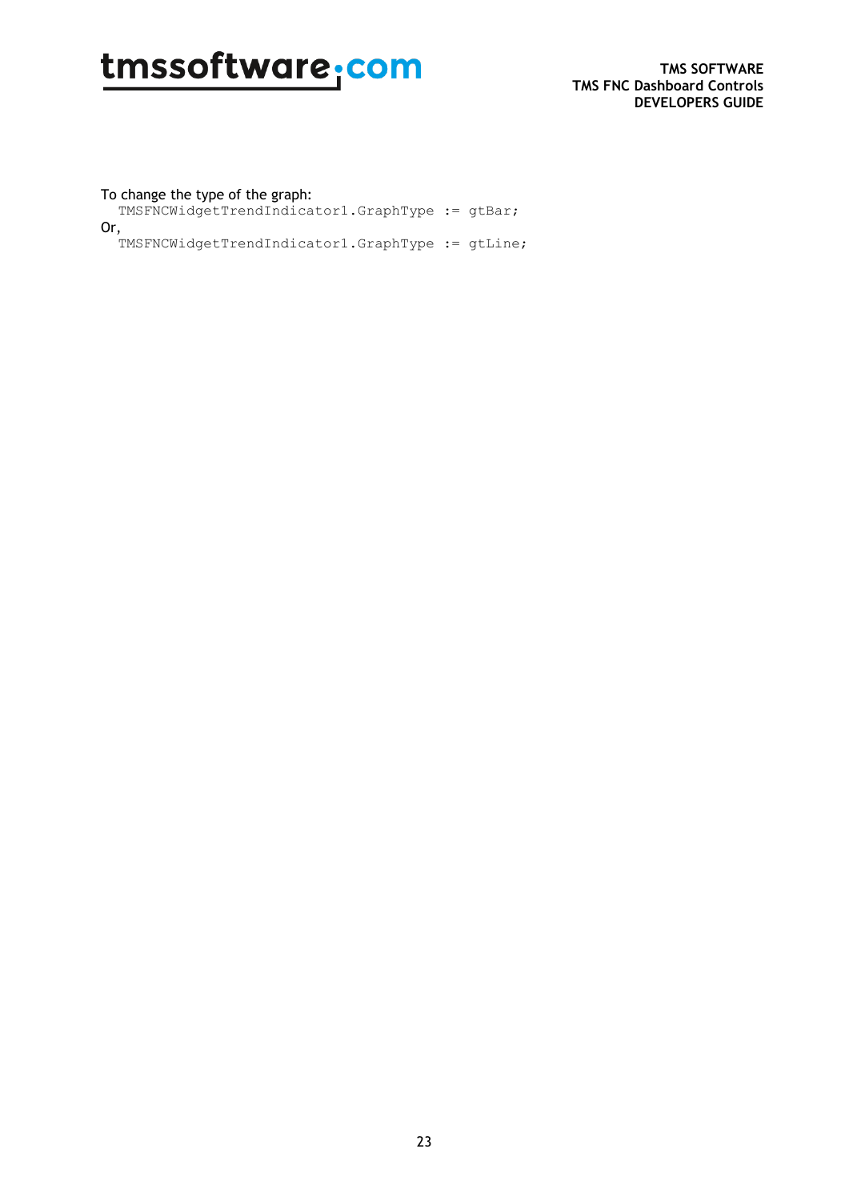To change the type of the graph:

```
TMSFNCWidgetTrendIndicator1.GraphType := gtBar;
```

Or,

```
TMSFNCWidgetTrendIndicator1.GraphType := gtLine;
```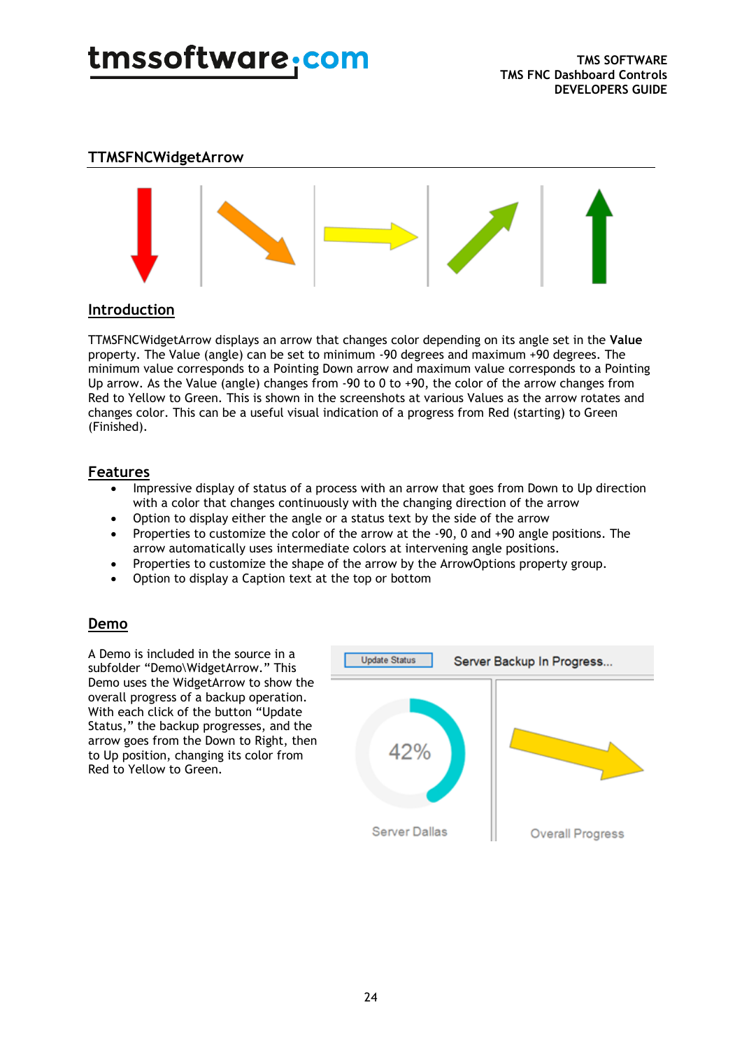## TTMSFNCWidgetArrow

### Introduction

TTMSFNCWidgetArrow displays an arrow that changes color depending on its angle set in the **Value** property. The Value (angle) can be set to minimum -90 degrees and maximum +90 degrees. The minimum value corresponds to a Pointing Down arrow and maximum value corresponds to a Pointing Up arrow. As the Value (angle) changes from -90 to 0 to +90, the color of the arrow changes from Red to Yellow to Green. This is shown in the screenshots at various Values as the arrow rotates and changes color. This can be a useful visual indication of a progress from Red (starting) to Green (Finished).

### Features

- Impressive display of status of a process with an arrow that goes from Down to Up direction with a color that changes continuously with the changing direction of the arrow
- Option to display either the angle or a status text by the side of the arrow
- Properties to customize the color of the arrow at the -90, 0 and +90 angle positions. The arrow automatically uses intermediate colors at intervening angle positions.
- Properties to customize the shape of the arrow by the ArrowOptions property group.
- Option to display a Caption text at the top or bottom

### Demo

A Demo is included in the source in a subfolder "Demo\WidgetArrow." This Demo uses the WidgetArrow to show the overall progress of a backup operation. With each click of the button "Update Status," the backup progresses, and the arrow goes from the Down to Right, then to Up position, changing its color from Red to Yellow to Green.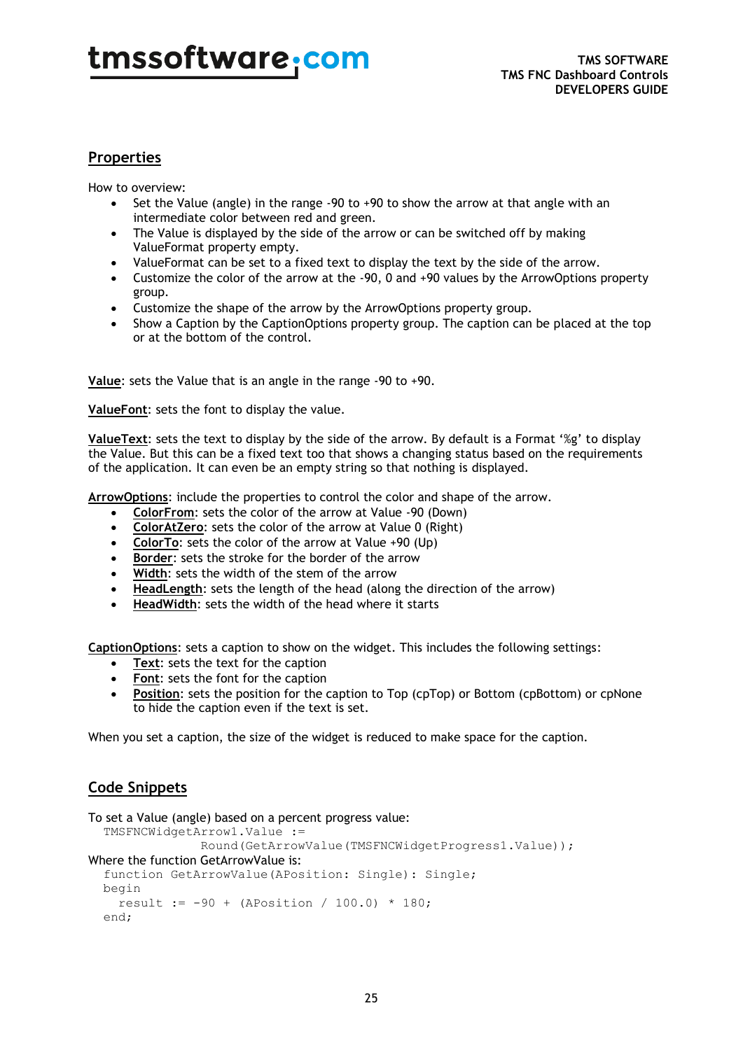## Properties

How to overview:

- Set the Value (angle) in the range -90 to +90 to show the arrow at that angle with an intermediate color between red and green.
- The Value is displayed by the side of the arrow or can be switched off by making ValueFormat property empty.
- ValueFormat can be set to a fixed text to display the text by the side of the arrow.
- Customize the color of the arrow at the -90, 0 and +90 values by the ArrowOptions property group.
- Customize the shape of the arrow by the ArrowOptions property group.
- Show a Caption by the CaptionOptions property group. The caption can be placed at the top or at the bottom of the control.

**Value**: sets the Value that is an angle in the range -90 to +90.

**ValueFont**: sets the font to display the value.

**ValueText**: sets the text to display by the side of the arrow. By default is a Format '%g' to display the Value. But this can be a fixed text too that shows a changing status based on the requirements of the application. It can even be an empty string so that nothing is displayed.

**ArrowOptions**: include the properties to control the color and shape of the arrow.

- **ColorFrom**: sets the color of the arrow at Value -90 (Down)
- **ColorAtZero**: sets the color of the arrow at Value 0 (Right)
- **ColorTo**: sets the color of the arrow at Value +90 (Up)
- **Border**: sets the stroke for the border of the arrow
- **Width**: sets the width of the stem of the arrow
- **HeadLength**: sets the length of the head (along the direction of the arrow)
- **HeadWidth**: sets the width of the head where it starts

**CaptionOptions**: sets a caption to show on the widget. This includes the following settings:

- **Text**: sets the text for the caption
- **Font**: sets the font for the caption
- **Position**: sets the position for the caption to Top (cpTop) or Bottom (cpBottom) or cpNone to hide the caption even if the text is set.

When you set a caption, the size of the widget is reduced to make space for the caption.

## Code Snippets

To set a Value (angle) based on a percent progress value:

```
TMSFNCWidgetArrow1.Value :=
            Round(GetArrowValue(TMSFNCWidgetProgress1.Value));
```

Where the function GetArrowValue is:

```
function GetArrowValue(APosition: Single): Single;
begin
  result := -90 + (APosition / 100.0) * 180;
end;
```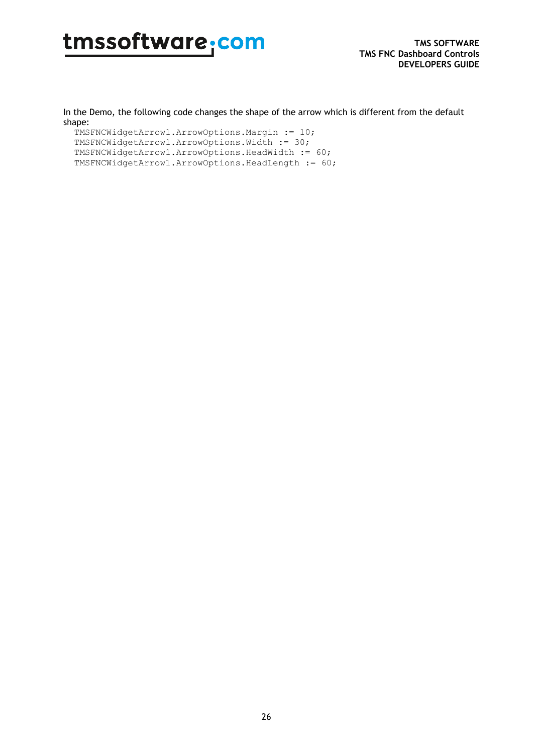In the Demo, the following code changes the shape of the arrow which is different from the default shape:

```
TMSFNCWidgetArrow1.ArrowOptions.Margin := 10;
TMSFNCWidgetArrow1.ArrowOptions.Width := 30;
TMSFNCWidgetArrow1.ArrowOptions.HeadWidth := 60;
TMSFNCWidgetArrow1.ArrowOptions.HeadLength := 60;
```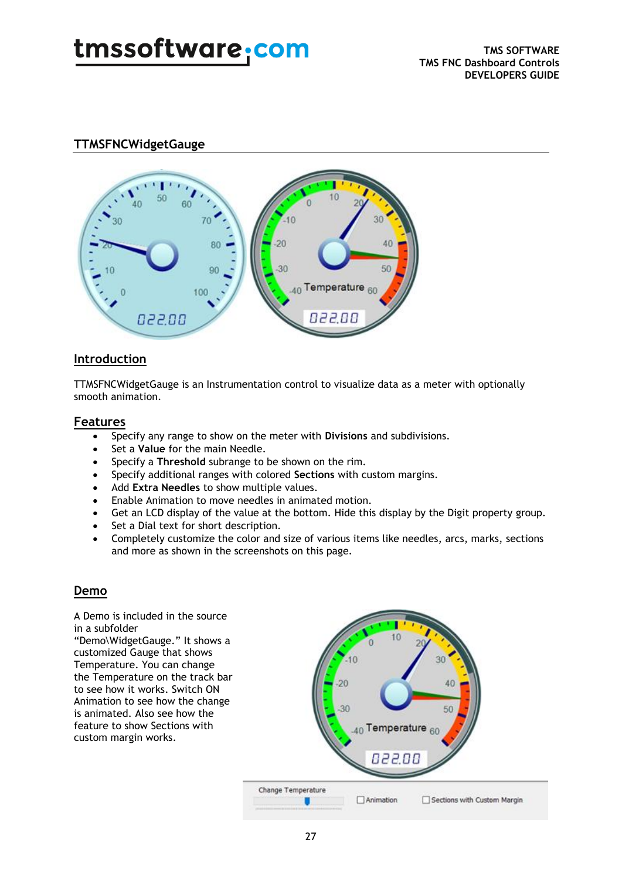## TTMSFNCWidgetGauge

### Introduction

TTMSFNCWidgetGauge is an Instrumentation control to visualize data as a meter with optionally smooth animation.

### Features

- Specify any range to show on the meter with **Divisions** and subdivisions.
- Set a **Value** for the main Needle.
- Specify a **Threshold** subrange to be shown on the rim.
- Specify additional ranges with colored **Sections** with custom margins.
- Add **Extra Needles** to show multiple values.
- Enable Animation to move needles in animated motion.
- Get an LCD display of the value at the bottom. Hide this display by the Digit property group.
- Set a Dial text for short description.
- Completely customize the color and size of various items like needles, arcs, marks, sections and more as shown in the screenshots on this page.

### Demo

A Demo is included in the source in a subfolder "Demo\WidgetGauge." It shows a customized Gauge that shows Temperature. You can change the Temperature on the track bar to see how it works. Switch ON Animation to see how the change is animated. Also see how the feature to show Sections with custom margin works.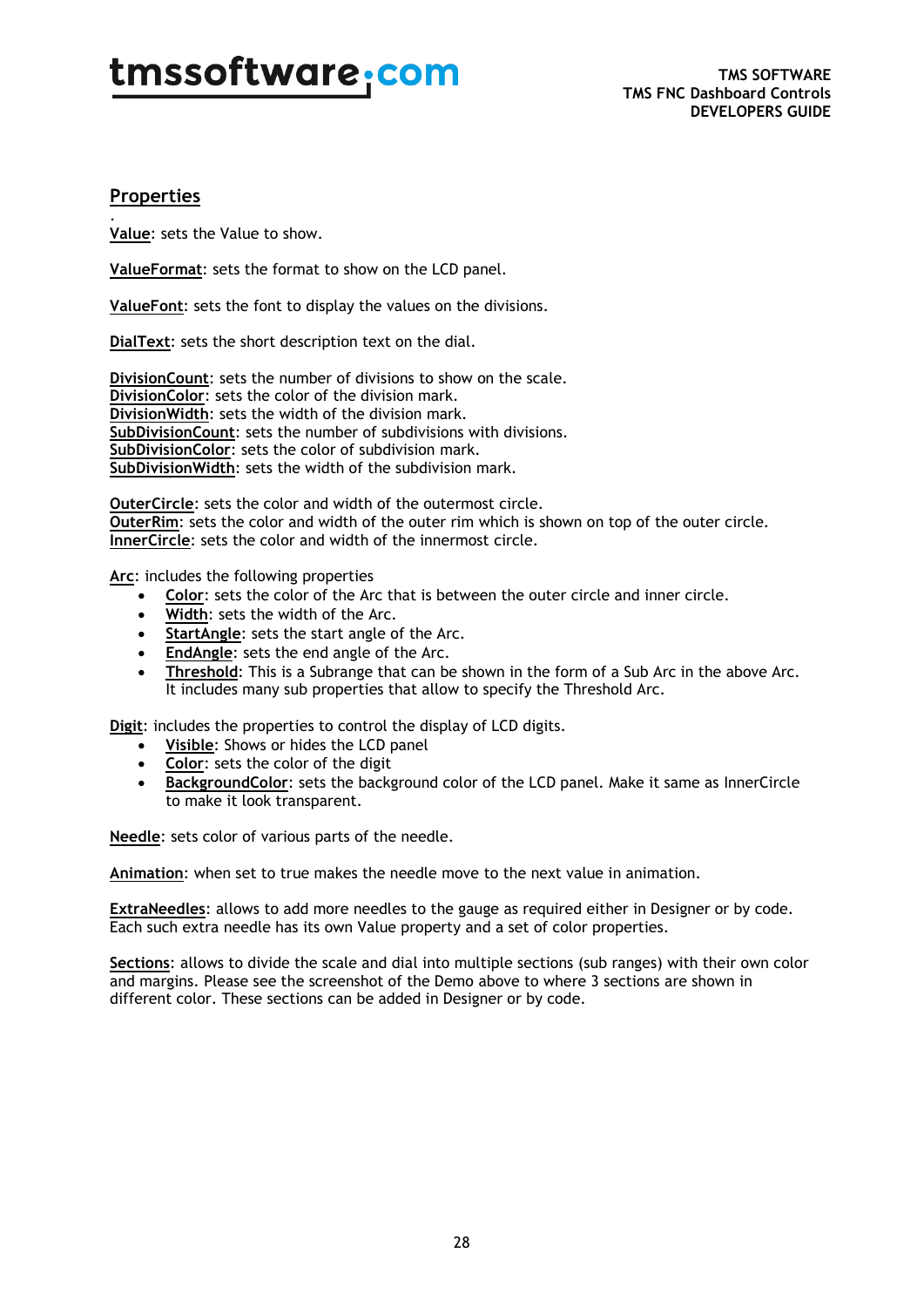## Properties

.

**Value**: sets the Value to show.

**ValueFormat**: sets the format to show on the LCD panel.

**ValueFont**: sets the font to display the values on the divisions.

**DialText**: sets the short description text on the dial.

**DivisionCount**: sets the number of divisions to show on the scale.
**DivisionColor**: sets the color of the division mark.
**DivisionWidth**: sets the width of the division mark.
**SubDivisionCount**: sets the number of subdivisions with divisions.
**SubDivisionColor**: sets the color of subdivision mark.
**SubDivisionWidth**: sets the width of the subdivision mark.

**OuterCircle**: sets the color and width of the outermost circle.
**OuterRim**: sets the color and width of the outer rim which is shown on top of the outer circle.
**InnerCircle**: sets the color and width of the innermost circle.

**Arc**: includes the following properties

- **Color**: sets the color of the Arc that is between the outer circle and inner circle.
- **Width**: sets the width of the Arc.
- **StartAngle**: sets the start angle of the Arc.
- **EndAngle**: sets the end angle of the Arc.
- **Threshold**: This is a Subrange that can be shown in the form of a Sub Arc in the above Arc. It includes many sub properties that allow to specify the Threshold Arc.

**Digit**: includes the properties to control the display of LCD digits.

- **Visible**: Shows or hides the LCD panel
- **Color**: sets the color of the digit
- **BackgroundColor**: sets the background color of the LCD panel. Make it same as InnerCircle to make it look transparent.

**Needle**: sets color of various parts of the needle.

**Animation**: when set to true makes the needle move to the next value in animation.

**ExtraNeedles**: allows to add more needles to the gauge as required either in Designer or by code. Each such extra needle has its own Value property and a set of color properties.

**Sections**: allows to divide the scale and dial into multiple sections (sub ranges) with their own color and margins. Please see the screenshot of the Demo above to where 3 sections are shown in different color. These sections can be added in Designer or by code.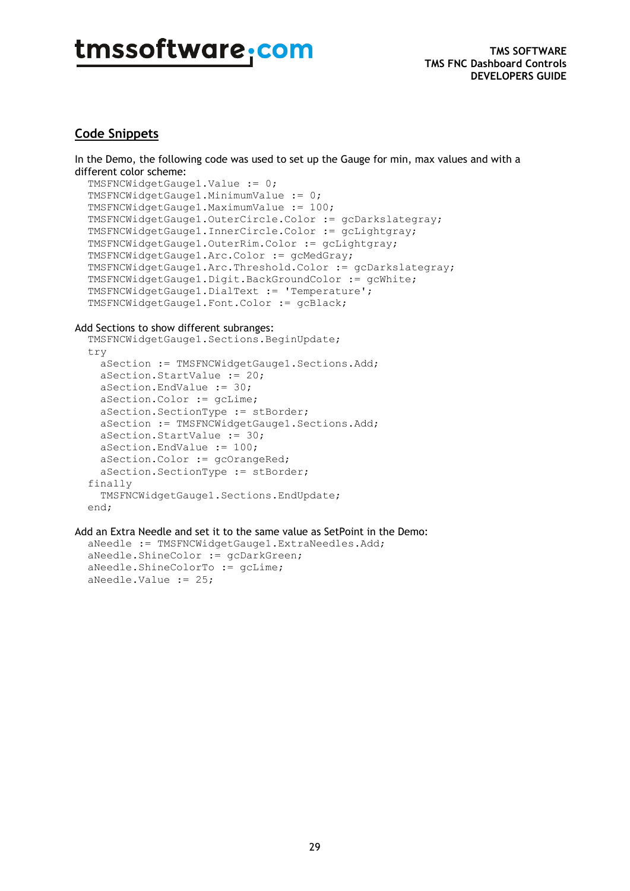## Code Snippets

In the Demo, the following code was used to set up the Gauge for min, max values and with a different color scheme:

```
TMSFNCWidgetGauge1.Value := 0;
TMSFNCWidgetGauge1.MinimumValue := 0;
TMSFNCWidgetGauge1.MaximumValue := 100;
TMSFNCWidgetGauge1.OuterCircle.Color := gcDarkslategray;
TMSFNCWidgetGauge1.InnerCircle.Color := gcLightgray;
TMSFNCWidgetGauge1.OuterRim.Color := gcLightgray;
TMSFNCWidgetGauge1.Arc.Color := gcMedGray;
TMSFNCWidgetGauge1.Arc.Threshold.Color := gcDarkslategray;
TMSFNCWidgetGauge1.Digit.BackGroundColor := gcWhite;
TMSFNCWidgetGauge1.DialText := 'Temperature';
TMSFNCWidgetGauge1.Font.Color := gcBlack;
```

Add Sections to show different subranges:

```
TMSFNCWidgetGauge1.Sections.BeginUpdate;
try
  aSection := TMSFNCWidgetGauge1.Sections.Add;
  aSection.StartValue := 20;
  aSection.EndValue := 30;
  aSection.Color := gcLime;
  aSection.SectionType := stBorder;
  aSection := TMSFNCWidgetGauge1.Sections.Add;
  aSection.StartValue := 30;
  aSection.EndValue := 100;
  aSection.Color := gcOrangeRed;
  aSection.SectionType := stBorder;
finally
  TMSFNCWidgetGauge1.Sections.EndUpdate;
end;
```

Add an Extra Needle and set it to the same value as SetPoint in the Demo:

```
aNeedle := TMSFNCWidgetGauge1.ExtraNeedles.Add;
aNeedle.ShineColor := gcDarkGreen;
aNeedle.ShineColorTo := gcLime;
aNeedle.Value := 25;
```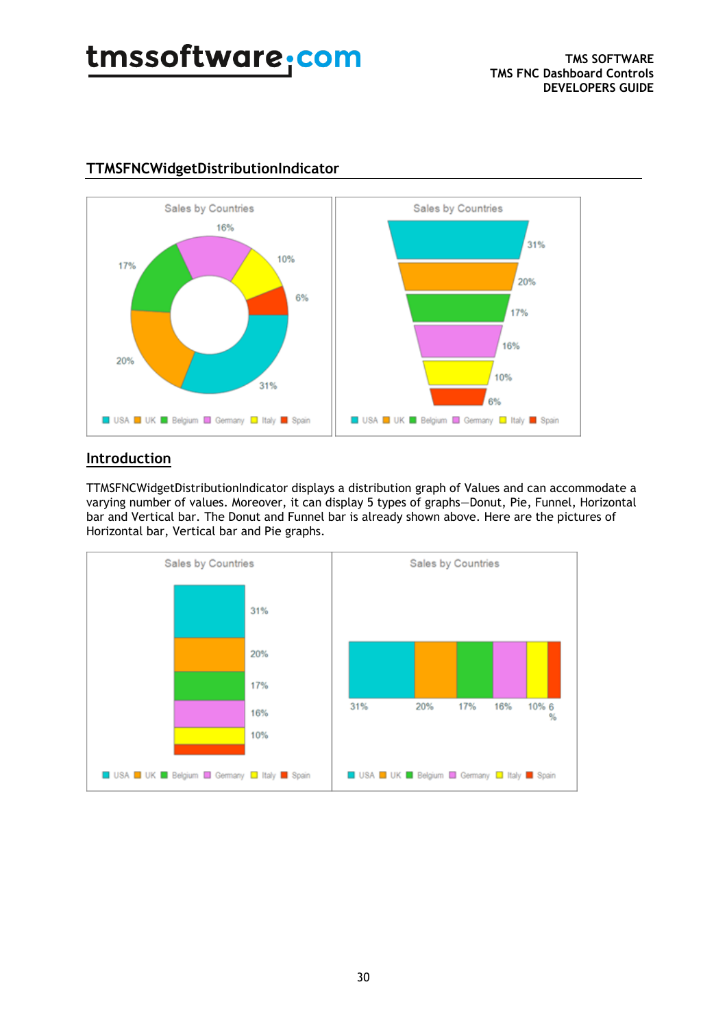## TTMSFNCWidgetDistributionIndicator

## Introduction

TTMSFNCWidgetDistributionIndicator displays a distribution graph of Values and can accommodate a varying number of values. Moreover, it can display 5 types of graphs—Donut, Pie, Funnel, Horizontal bar and Vertical bar. The Donut and Funnel bar is already shown above. Here are the pictures of Horizontal bar, Vertical bar and Pie graphs.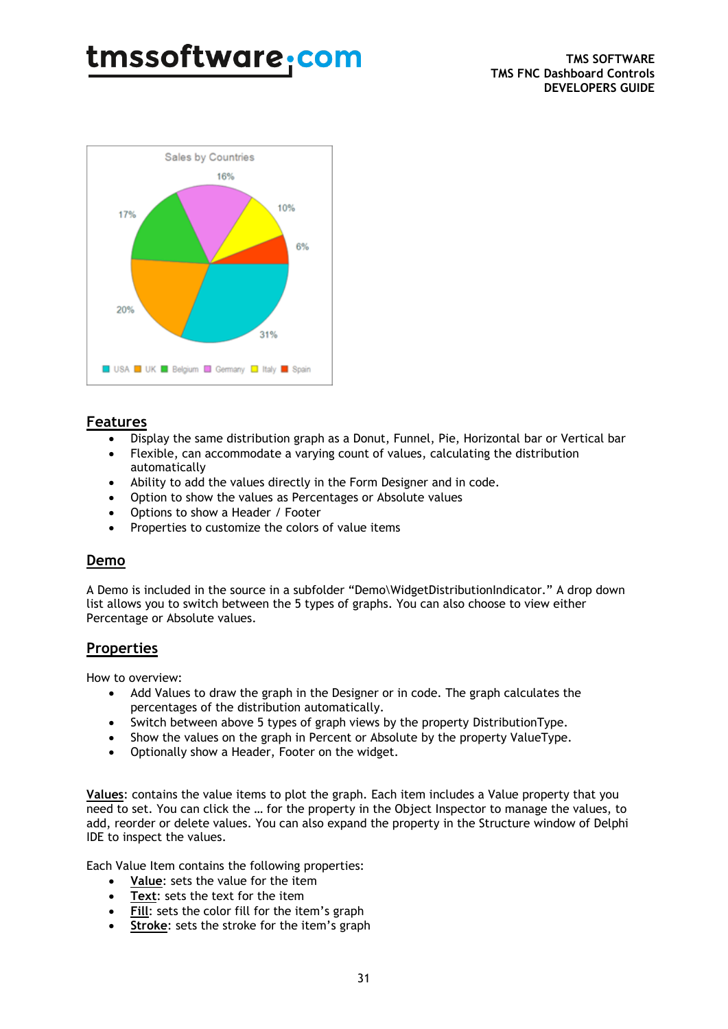## Features

- Display the same distribution graph as a Donut, Funnel, Pie, Horizontal bar or Vertical bar
- Flexible, can accommodate a varying count of values, calculating the distribution automatically
- Ability to add the values directly in the Form Designer and in code.
- Option to show the values as Percentages or Absolute values
- Options to show a Header / Footer
- Properties to customize the colors of value items

## Demo

A Demo is included in the source in a subfolder “Demo\WidgetDistributionIndicator.” A drop down list allows you to switch between the 5 types of graphs. You can also choose to view either Percentage or Absolute values.

## Properties

How to overview:

- Add Values to draw the graph in the Designer or in code. The graph calculates the percentages of the distribution automatically.
- Switch between above 5 types of graph views by the property DistributionType.
- Show the values on the graph in Percent or Absolute by the property ValueType.
- Optionally show a Header, Footer on the widget.

**Values**: contains the value items to plot the graph. Each item includes a Value property that you need to set. You can click the … for the property in the Object Inspector to manage the values, to add, reorder or delete values. You can also expand the property in the Structure window of Delphi IDE to inspect the values.

Each Value Item contains the following properties:

- **Value**: sets the value for the item
- **Text**: sets the text for the item
- **Fill**: sets the color fill for the item’s graph
- **Stroke**: sets the stroke for the item’s graph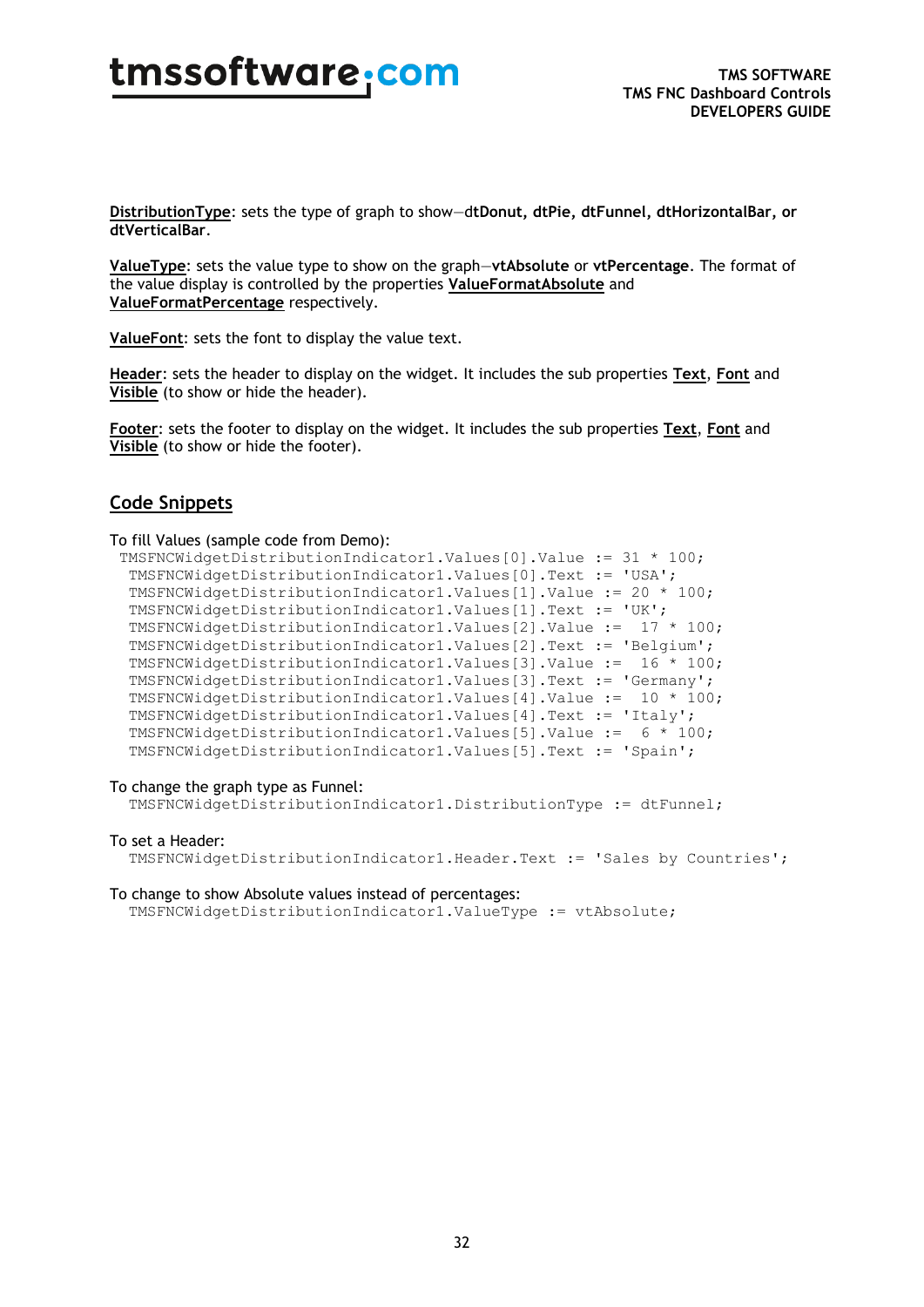**DistributionType**: sets the type of graph to show—**dtDonut, dtPie, dtFunnel, dtHorizontalBar, or dtVerticalBar**.

**ValueType**: sets the value type to show on the graph—**vtAbsolute** or **vtPercentage**. The format of the value display is controlled by the properties **ValueFormatAbsolute** and **ValueFormatPercentage** respectively.

**ValueFont**: sets the font to display the value text.

**Header**: sets the header to display on the widget. It includes the sub properties **Text**, **Font** and **Visible** (to show or hide the header).

**Footer**: sets the footer to display on the widget. It includes the sub properties **Text**, **Font** and **Visible** (to show or hide the footer).

## Code Snippets

To fill Values (sample code from Demo):

```
TMSFNCWidgetDistributionIndicator1.Values[0].Value := 31 * 100;
TMSFNCWidgetDistributionIndicator1.Values[0].Text := 'USA';
TMSFNCWidgetDistributionIndicator1.Values[1].Value := 20 * 100;
TMSFNCWidgetDistributionIndicator1.Values[1].Text := 'UK';
TMSFNCWidgetDistributionIndicator1.Values[2].Value :=  17 * 100;
TMSFNCWidgetDistributionIndicator1.Values[2].Text := 'Belgium';
TMSFNCWidgetDistributionIndicator1.Values[3].Value :=  16 * 100;
TMSFNCWidgetDistributionIndicator1.Values[3].Text := 'Germany';
TMSFNCWidgetDistributionIndicator1.Values[4].Value :=  10 * 100;
TMSFNCWidgetDistributionIndicator1.Values[4].Text := 'Italy';
TMSFNCWidgetDistributionIndicator1.Values[5].Value :=  6 * 100;
TMSFNCWidgetDistributionIndicator1.Values[5].Text := 'Spain';
```

To change the graph type as Funnel:

```
TMSFNCWidgetDistributionIndicator1.DistributionType := dtFunnel;
```

To set a Header:

```
TMSFNCWidgetDistributionIndicator1.Header.Text := 'Sales by Countries';
```

To change to show Absolute values instead of percentages:

```
TMSFNCWidgetDistributionIndicator1.ValueType := vtAbsolute;
```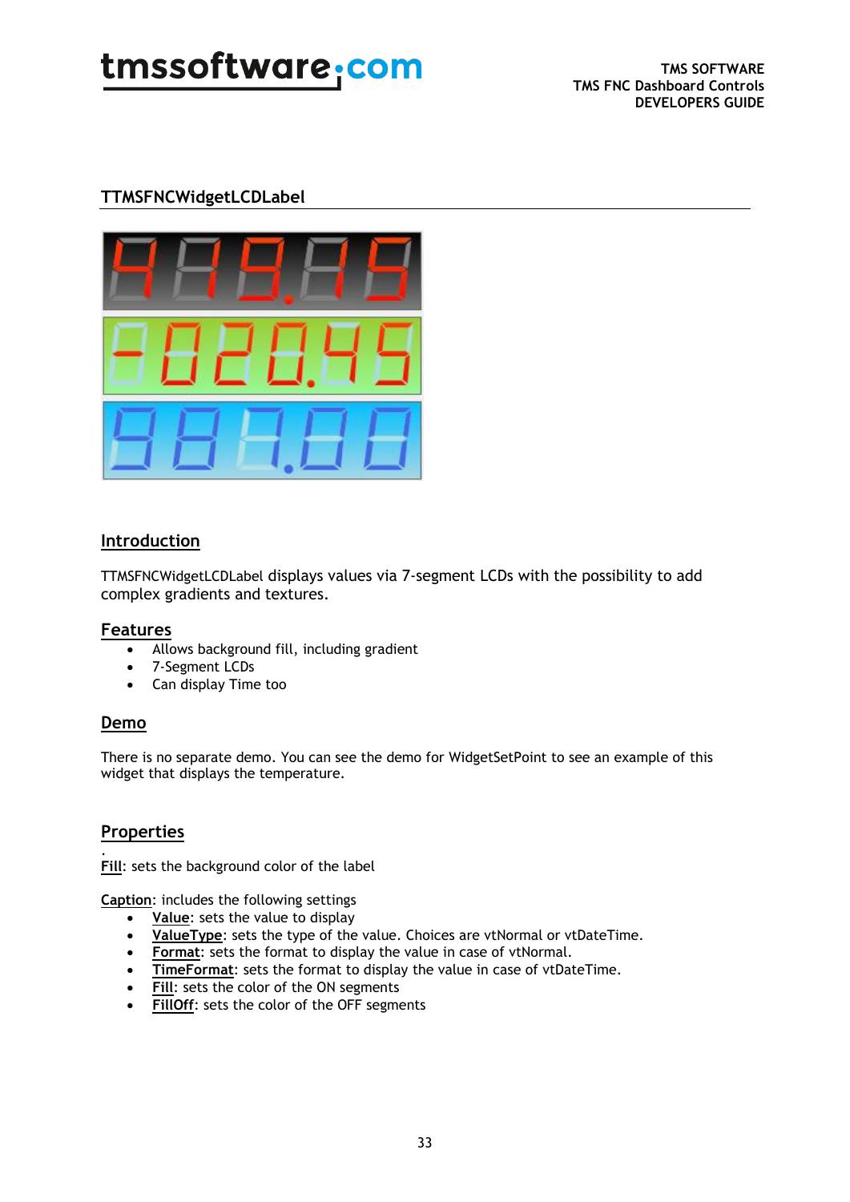## TTMSFNCWidgetLCDLabel

### Introduction

TTMSFNCWidgetLCDLabel displays values via 7-segment LCDs with the possibility to add complex gradients and textures.

### Features

- Allows background fill, including gradient
- 7-Segment LCDs
- Can display Time too

### Demo

There is no separate demo. You can see the demo for WidgetSetPoint to see an example of this widget that displays the temperature.

### Properties

**Fill**: sets the background color of the label

**Caption**: includes the following settings

- **Value**: sets the value to display
- **ValueType**: sets the type of the value. Choices are vtNormal or vtDateTime.
- **Format**: sets the format to display the value in case of vtNormal.
- **TimeFormat**: sets the format to display the value in case of vtDateTime.
- **Fill**: sets the color of the ON segments
- **FillOff**: sets the color of the OFF segments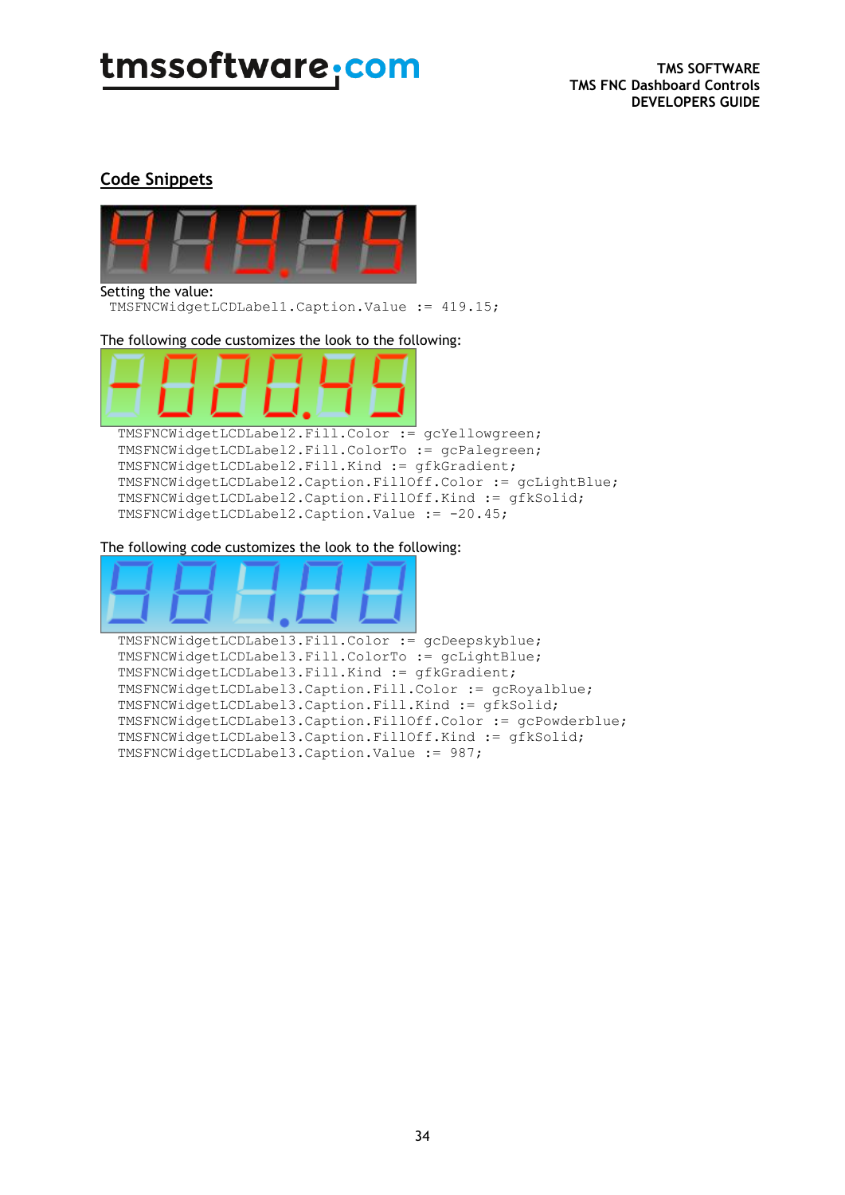## Code Snippets

Setting the value:

```
TMSFNCWidgetLCDLabel1.Caption.Value := 419.15;
```

The following code customizes the look to the following:

```
TMSFNCWidgetLCDLabel2.Fill.Color := gcYellowgreen;
TMSFNCWidgetLCDLabel2.Fill.ColorTo := gcPalegreen;
TMSFNCWidgetLCDLabel2.Fill.Kind := gfkGradient;
TMSFNCWidgetLCDLabel2.Caption.FillOff.Color := gcLightBlue;
TMSFNCWidgetLCDLabel2.Caption.FillOff.Kind := gfkSolid;
TMSFNCWidgetLCDLabel2.Caption.Value := -20.45;
```

The following code customizes the look to the following:

```
TMSFNCWidgetLCDLabel3.Fill.Color := gcDeepskyblue;
TMSFNCWidgetLCDLabel3.Fill.ColorTo := gcLightBlue;
TMSFNCWidgetLCDLabel3.Fill.Kind := gfkGradient;
TMSFNCWidgetLCDLabel3.Caption.Fill.Color := gcRoyalblue;
TMSFNCWidgetLCDLabel3.Caption.Fill.Kind := gfkSolid;
TMSFNCWidgetLCDLabel3.Caption.FillOff.Color := gcPowderblue;
TMSFNCWidgetLCDLabel3.Caption.FillOff.Kind := gfkSolid;
TMSFNCWidgetLCDLabel3.Caption.Value := 987;
```